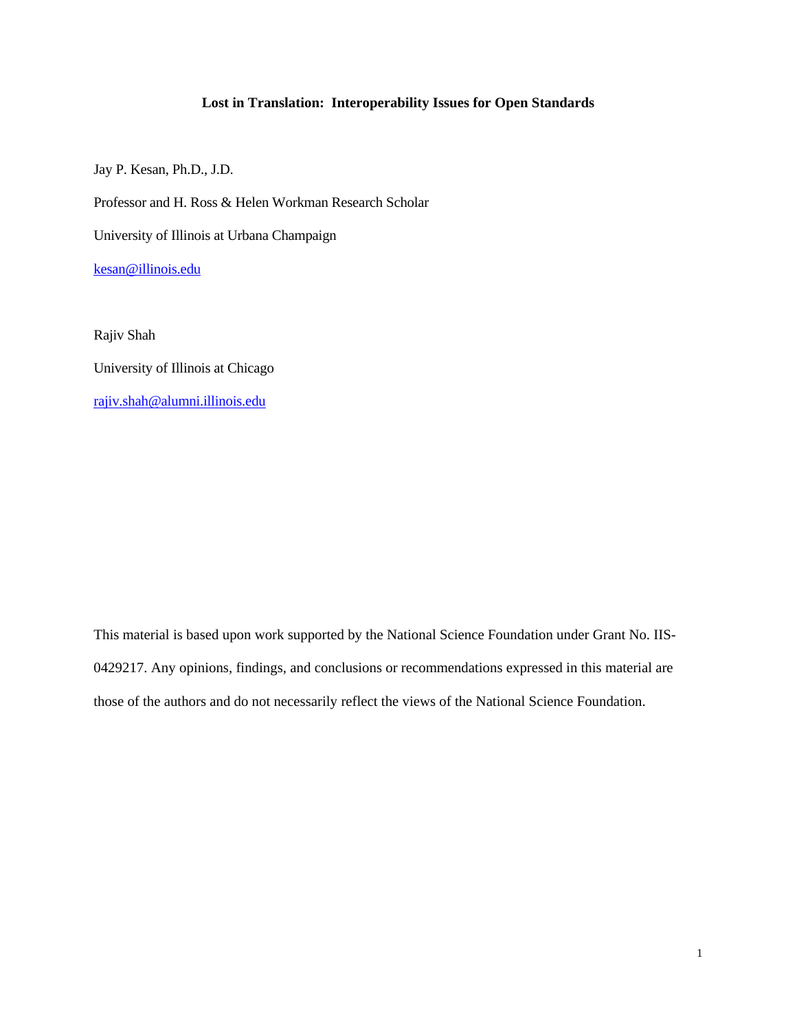# Lost in Translation: Interoperability Issues for Open Standards

Jay P. Kesan, Ph.D., J.D.

Professor and H. Ross & Helen Workman Research Scholar

University of Illinois at Urbana Champaign

kesan@illinois.edu

Rajiv Shah

University of Illinois at Chicago

rajiv.shah@alumni.illinois.edu

This material is based upon work supported by the National Science Foundation under Grant No. IIS-0429217. Any opinions, findings, and conclusions or recommendations expressed in this material are those of the authors and do not necessarily reflect the views of the National Science Foundation.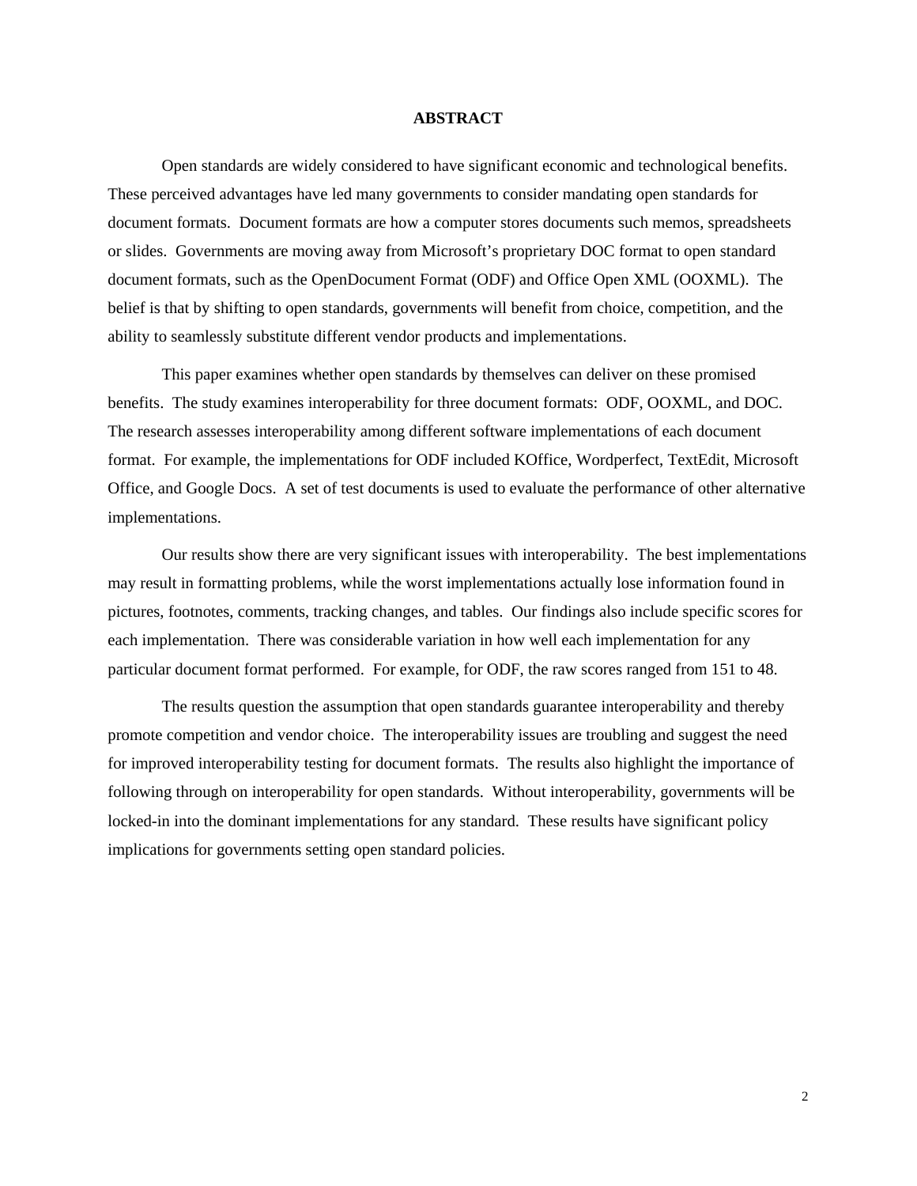## ABSTRACT

Open standards are widely considered to have significant economic and technological benefits. These perceived advantages have led many governments to consider mandating open standards for document formats. Document formats are how a computer stores documents such memos, spreadsheets or slides. Governments are moving away from Microsoft's proprietary DOC format to open standard document formats, such as the OpenDocument Format (ODF) and Office Open XML (OOXML). The belief is that by shifting to open standards, governments will benefit from choice, competition, and the ability to seamlessly substitute different vendor products and implementations.

This paper examines whether open standards by themselves can deliver on these promised benefits. The study examines interoperability for three document formats: ODF, OOXML, and DOC. The research assesses interoperability among different software implementations of each document format. For example, the implementations for ODF included KOffice, Wordperfect, TextEdit, Microsoft Office, and Google Docs. A set of test documents is used to evaluate the performance of other alternative implementations.

Our results show there are very significant issues with interoperability. The best implementations may result in formatting problems, while the worst implementations actually lose information found in pictures, footnotes, comments, tracking changes, and tables. Our findings also include specific scores for each implementation. There was considerable variation in how well each implementation for any particular document format performed. For example, for ODF, the raw scores ranged from 151 to 48.

The results question the assumption that open standards guarantee interoperability and thereby promote competition and vendor choice. The interoperability issues are troubling and suggest the need for improved interoperability testing for document formats. The results also highlight the importance of following through on interoperability for open standards. Without interoperability, governments will be locked-in into the dominant implementations for any standard. These results have significant policy implications for governments setting open standard policies.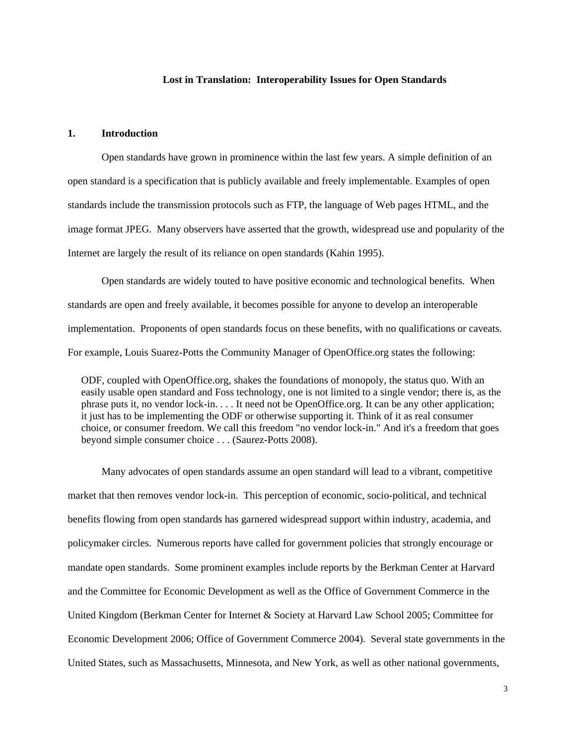**Lost in Translation: Interoperability Issues for Open Standards**

## 1. Introduction

Open standards have grown in prominence within the last few years. A simple definition of an open standard is a specification that is publicly available and freely implementable. Examples of open standards include the transmission protocols such as FTP, the language of Web pages HTML, and the image format JPEG. Many observers have asserted that the growth, widespread use and popularity of the Internet are largely the result of its reliance on open standards (Kahin 1995).

Open standards are widely touted to have positive economic and technological benefits. When standards are open and freely available, it becomes possible for anyone to develop an interoperable implementation. Proponents of open standards focus on these benefits, with no qualifications or caveats. For example, Louis Suarez-Potts the Community Manager of OpenOffice.org states the following:

> ODF, coupled with OpenOffice.org, shakes the foundations of monopoly, the status quo. With an easily usable open standard and Foss technology, one is not limited to a single vendor; there is, as the phrase puts it, no vendor lock-in. . . . It need not be OpenOffice.org. It can be any other application; it just has to be implementing the ODF or otherwise supporting it. Think of it as real consumer choice, or consumer freedom. We call this freedom "no vendor lock-in." And it's a freedom that goes beyond simple consumer choice . . . (Saurez-Potts 2008).

Many advocates of open standards assume an open standard will lead to a vibrant, competitive market that then removes vendor lock-in. This perception of economic, socio-political, and technical benefits flowing from open standards has garnered widespread support within industry, academia, and policymaker circles. Numerous reports have called for government policies that strongly encourage or mandate open standards. Some prominent examples include reports by the Berkman Center at Harvard and the Committee for Economic Development as well as the Office of Government Commerce in the United Kingdom (Berkman Center for Internet & Society at Harvard Law School 2005; Committee for Economic Development 2006; Office of Government Commerce 2004). Several state governments in the United States, such as Massachusetts, Minnesota, and New York, as well as other national governments,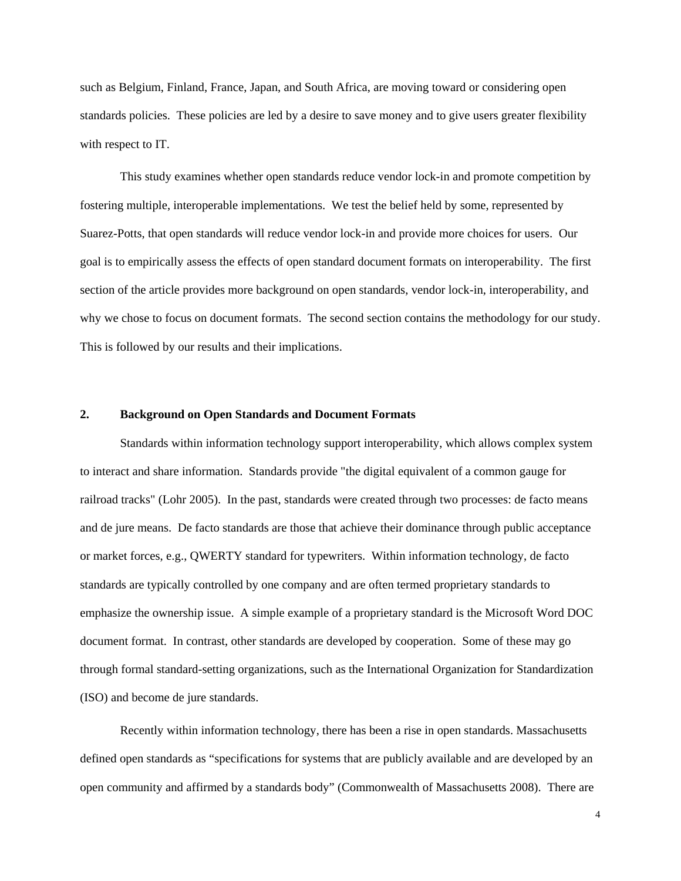such as Belgium, Finland, France, Japan, and South Africa, are moving toward or considering open standards policies. These policies are led by a desire to save money and to give users greater flexibility with respect to IT.

This study examines whether open standards reduce vendor lock-in and promote competition by fostering multiple, interoperable implementations. We test the belief held by some, represented by Suarez-Potts, that open standards will reduce vendor lock-in and provide more choices for users. Our goal is to empirically assess the effects of open standard document formats on interoperability. The first section of the article provides more background on open standards, vendor lock-in, interoperability, and why we chose to focus on document formats. The second section contains the methodology for our study. This is followed by our results and their implications.

## 2. Background on Open Standards and Document Formats

Standards within information technology support interoperability, which allows complex system to interact and share information. Standards provide "the digital equivalent of a common gauge for railroad tracks" (Lohr 2005). In the past, standards were created through two processes: de facto means and de jure means. De facto standards are those that achieve their dominance through public acceptance or market forces, e.g., QWERTY standard for typewriters. Within information technology, de facto standards are typically controlled by one company and are often termed proprietary standards to emphasize the ownership issue. A simple example of a proprietary standard is the Microsoft Word DOC document format. In contrast, other standards are developed by cooperation. Some of these may go through formal standard-setting organizations, such as the International Organization for Standardization (ISO) and become de jure standards.

Recently within information technology, there has been a rise in open standards. Massachusetts defined open standards as "specifications for systems that are publicly available and are developed by an open community and affirmed by a standards body" (Commonwealth of Massachusetts 2008). There are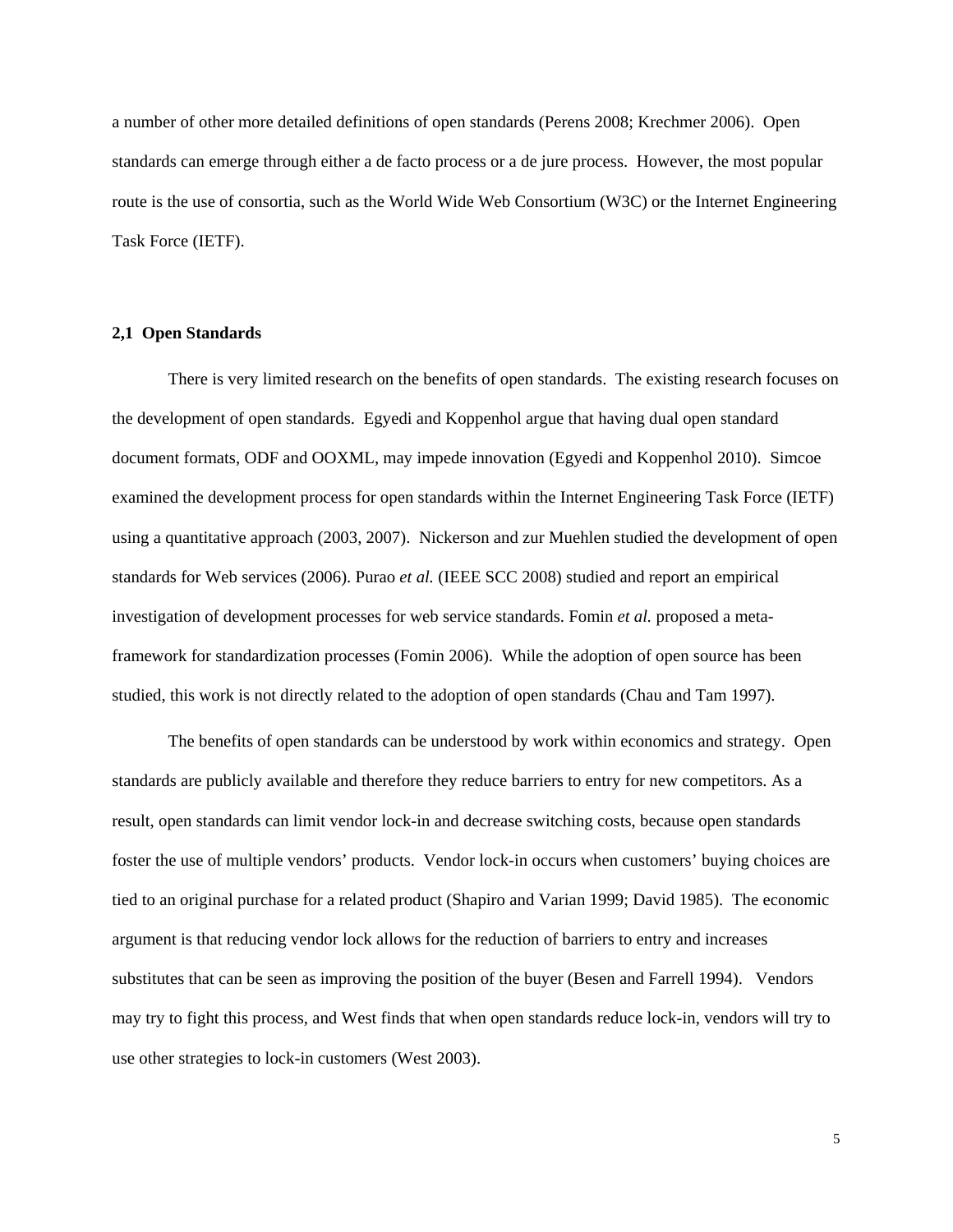a number of other more detailed definitions of open standards (Perens 2008; Krechmer 2006). Open standards can emerge through either a de facto process or a de jure process. However, the most popular route is the use of consortia, such as the World Wide Web Consortium (W3C) or the Internet Engineering Task Force (IETF).

### 2,1 Open Standards

There is very limited research on the benefits of open standards. The existing research focuses on the development of open standards. Egyedi and Koppenhol argue that having dual open standard document formats, ODF and OOXML, may impede innovation (Egyedi and Koppenhol 2010). Simcoe examined the development process for open standards within the Internet Engineering Task Force (IETF) using a quantitative approach (2003, 2007). Nickerson and zur Muehlen studied the development of open standards for Web services (2006). Purao *et al.* (IEEE SCC 2008) studied and report an empirical investigation of development processes for web service standards. Fomin *et al.* proposed a meta-framework for standardization processes (Fomin 2006). While the adoption of open source has been studied, this work is not directly related to the adoption of open standards (Chau and Tam 1997).

The benefits of open standards can be understood by work within economics and strategy. Open standards are publicly available and therefore they reduce barriers to entry for new competitors. As a result, open standards can limit vendor lock-in and decrease switching costs, because open standards foster the use of multiple vendors' products. Vendor lock-in occurs when customers' buying choices are tied to an original purchase for a related product (Shapiro and Varian 1999; David 1985). The economic argument is that reducing vendor lock allows for the reduction of barriers to entry and increases substitutes that can be seen as improving the position of the buyer (Besen and Farrell 1994). Vendors may try to fight this process, and West finds that when open standards reduce lock-in, vendors will try to use other strategies to lock-in customers (West 2003).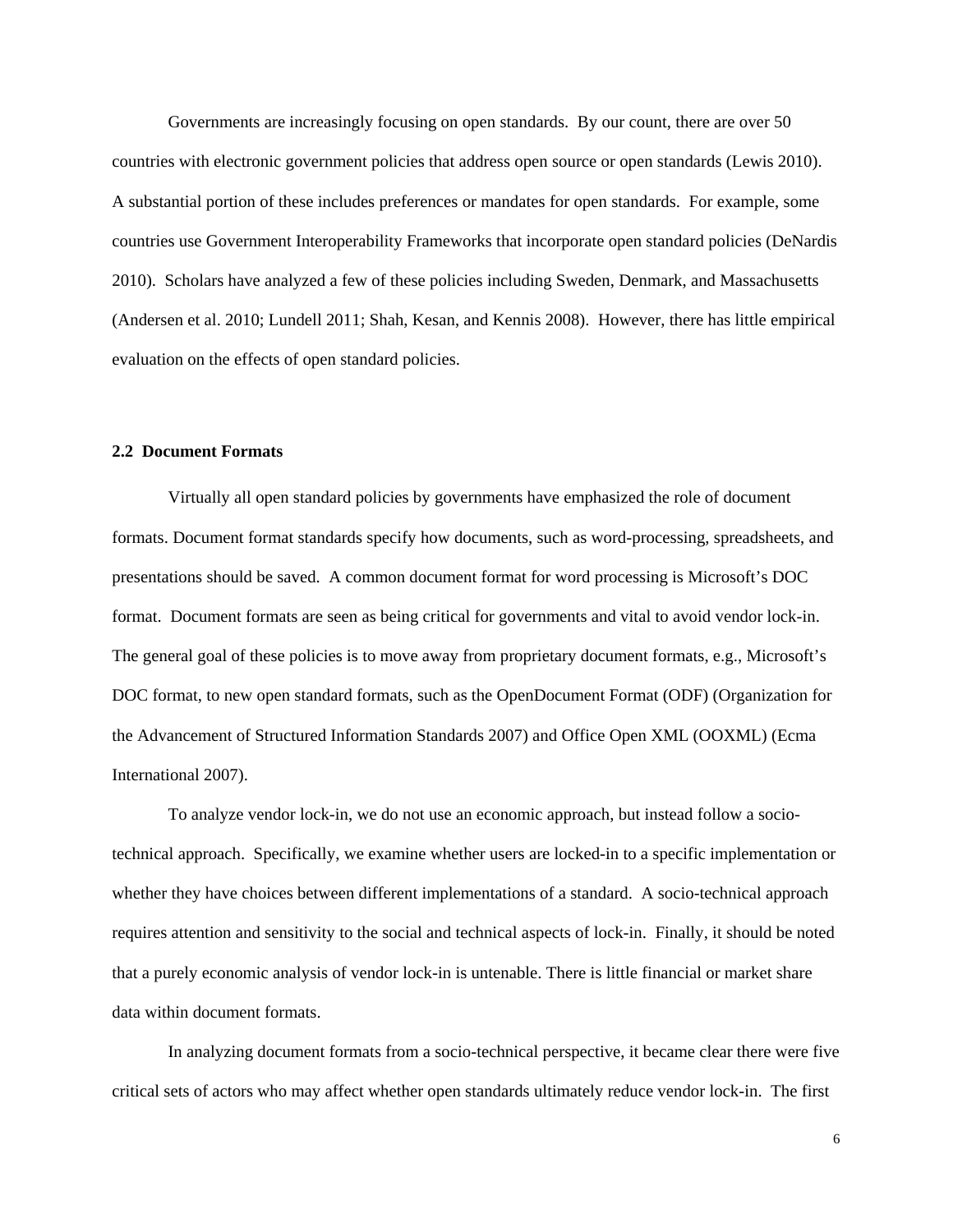Governments are increasingly focusing on open standards. By our count, there are over 50 countries with electronic government policies that address open source or open standards (Lewis 2010). A substantial portion of these includes preferences or mandates for open standards. For example, some countries use Government Interoperability Frameworks that incorporate open standard policies (DeNardis 2010). Scholars have analyzed a few of these policies including Sweden, Denmark, and Massachusetts (Andersen et al. 2010; Lundell 2011; Shah, Kesan, and Kennis 2008). However, there has little empirical evaluation on the effects of open standard policies.

### 2.2 Document Formats

Virtually all open standard policies by governments have emphasized the role of document formats. Document format standards specify how documents, such as word-processing, spreadsheets, and presentations should be saved. A common document format for word processing is Microsoft's DOC format. Document formats are seen as being critical for governments and vital to avoid vendor lock-in. The general goal of these policies is to move away from proprietary document formats, e.g., Microsoft's DOC format, to new open standard formats, such as the OpenDocument Format (ODF) (Organization for the Advancement of Structured Information Standards 2007) and Office Open XML (OOXML) (Ecma International 2007).

To analyze vendor lock-in, we do not use an economic approach, but instead follow a socio-technical approach. Specifically, we examine whether users are locked-in to a specific implementation or whether they have choices between different implementations of a standard. A socio-technical approach requires attention and sensitivity to the social and technical aspects of lock-in. Finally, it should be noted that a purely economic analysis of vendor lock-in is untenable. There is little financial or market share data within document formats.

In analyzing document formats from a socio-technical perspective, it became clear there were five critical sets of actors who may affect whether open standards ultimately reduce vendor lock-in. The first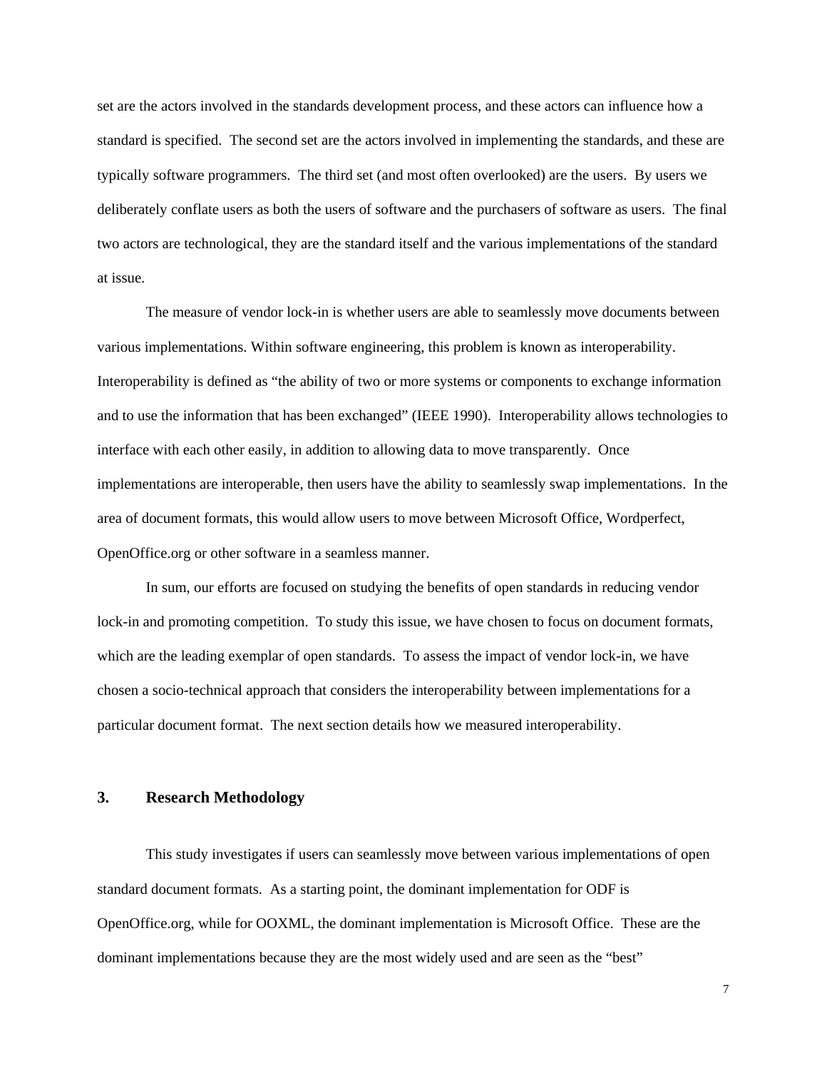set are the actors involved in the standards development process, and these actors can influence how a standard is specified. The second set are the actors involved in implementing the standards, and these are typically software programmers. The third set (and most often overlooked) are the users. By users we deliberately conflate users as both the users of software and the purchasers of software as users. The final two actors are technological, they are the standard itself and the various implementations of the standard at issue.

The measure of vendor lock-in is whether users are able to seamlessly move documents between various implementations. Within software engineering, this problem is known as interoperability. Interoperability is defined as "the ability of two or more systems or components to exchange information and to use the information that has been exchanged" (IEEE 1990). Interoperability allows technologies to interface with each other easily, in addition to allowing data to move transparently. Once implementations are interoperable, then users have the ability to seamlessly swap implementations. In the area of document formats, this would allow users to move between Microsoft Office, Wordperfect, OpenOffice.org or other software in a seamless manner.

In sum, our efforts are focused on studying the benefits of open standards in reducing vendor lock-in and promoting competition. To study this issue, we have chosen to focus on document formats, which are the leading exemplar of open standards. To assess the impact of vendor lock-in, we have chosen a socio-technical approach that considers the interoperability between implementations for a particular document format. The next section details how we measured interoperability.

## 3. Research Methodology

This study investigates if users can seamlessly move between various implementations of open standard document formats. As a starting point, the dominant implementation for ODF is OpenOffice.org, while for OOXML, the dominant implementation is Microsoft Office. These are the dominant implementations because they are the most widely used and are seen as the "best"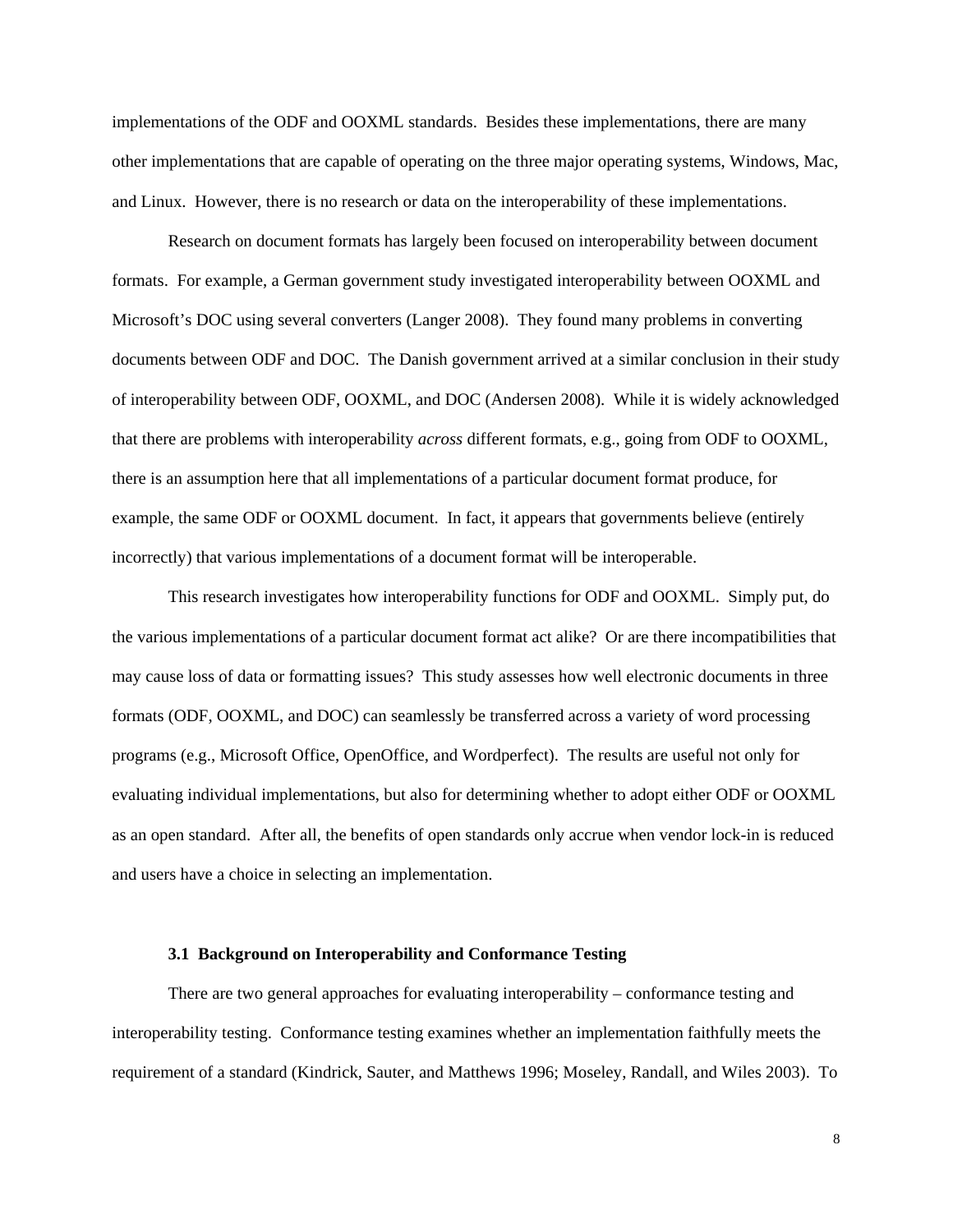implementations of the ODF and OOXML standards. Besides these implementations, there are many other implementations that are capable of operating on the three major operating systems, Windows, Mac, and Linux. However, there is no research or data on the interoperability of these implementations.

Research on document formats has largely been focused on interoperability between document formats. For example, a German government study investigated interoperability between OOXML and Microsoft's DOC using several converters (Langer 2008). They found many problems in converting documents between ODF and DOC. The Danish government arrived at a similar conclusion in their study of interoperability between ODF, OOXML, and DOC (Andersen 2008). While it is widely acknowledged that there are problems with interoperability *across* different formats, e.g., going from ODF to OOXML, there is an assumption here that all implementations of a particular document format produce, for example, the same ODF or OOXML document. In fact, it appears that governments believe (entirely incorrectly) that various implementations of a document format will be interoperable.

This research investigates how interoperability functions for ODF and OOXML. Simply put, do the various implementations of a particular document format act alike? Or are there incompatibilities that may cause loss of data or formatting issues? This study assesses how well electronic documents in three formats (ODF, OOXML, and DOC) can seamlessly be transferred across a variety of word processing programs (e.g., Microsoft Office, OpenOffice, and Wordperfect). The results are useful not only for evaluating individual implementations, but also for determining whether to adopt either ODF or OOXML as an open standard. After all, the benefits of open standards only accrue when vendor lock-in is reduced and users have a choice in selecting an implementation.

### 3.1 Background on Interoperability and Conformance Testing

There are two general approaches for evaluating interoperability – conformance testing and interoperability testing. Conformance testing examines whether an implementation faithfully meets the requirement of a standard (Kindrick, Sauter, and Matthews 1996; Moseley, Randall, and Wiles 2003). To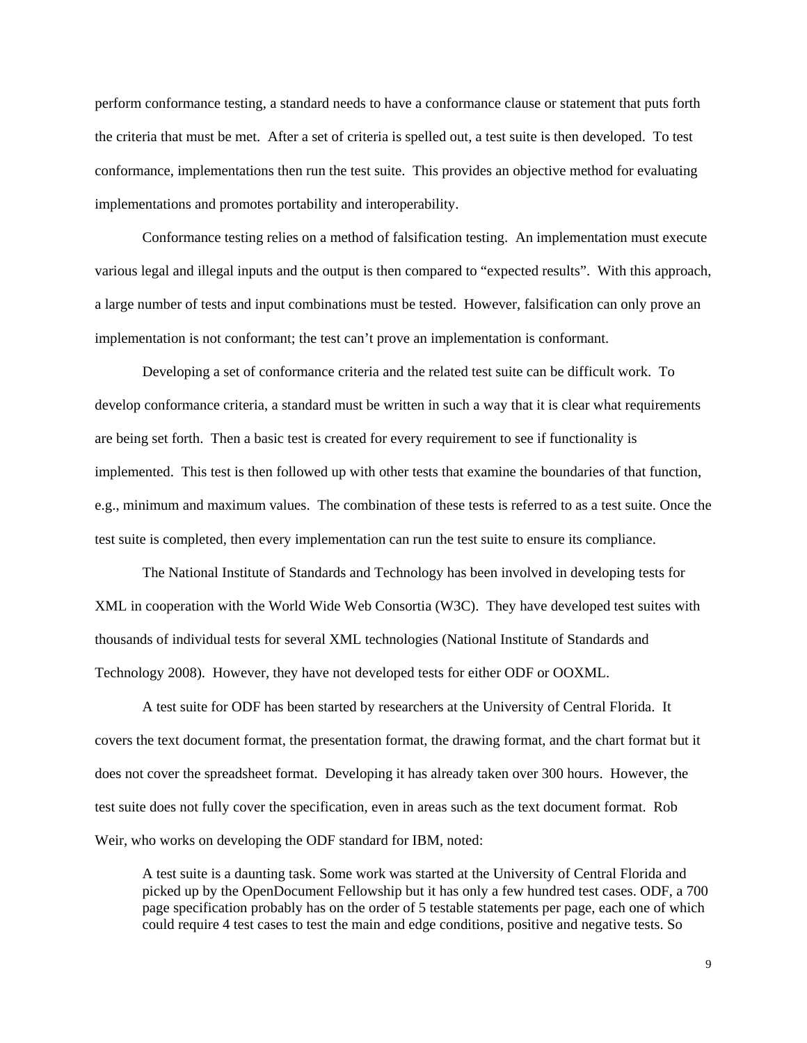perform conformance testing, a standard needs to have a conformance clause or statement that puts forth the criteria that must be met. After a set of criteria is spelled out, a test suite is then developed. To test conformance, implementations then run the test suite. This provides an objective method for evaluating implementations and promotes portability and interoperability.

Conformance testing relies on a method of falsification testing. An implementation must execute various legal and illegal inputs and the output is then compared to "expected results". With this approach, a large number of tests and input combinations must be tested. However, falsification can only prove an implementation is not conformant; the test can't prove an implementation is conformant.

Developing a set of conformance criteria and the related test suite can be difficult work. To develop conformance criteria, a standard must be written in such a way that it is clear what requirements are being set forth. Then a basic test is created for every requirement to see if functionality is implemented. This test is then followed up with other tests that examine the boundaries of that function, e.g., minimum and maximum values. The combination of these tests is referred to as a test suite. Once the test suite is completed, then every implementation can run the test suite to ensure its compliance.

The National Institute of Standards and Technology has been involved in developing tests for XML in cooperation with the World Wide Web Consortia (W3C). They have developed test suites with thousands of individual tests for several XML technologies (National Institute of Standards and Technology 2008). However, they have not developed tests for either ODF or OOXML.

A test suite for ODF has been started by researchers at the University of Central Florida. It covers the text document format, the presentation format, the drawing format, and the chart format but it does not cover the spreadsheet format. Developing it has already taken over 300 hours. However, the test suite does not fully cover the specification, even in areas such as the text document format. Rob Weir, who works on developing the ODF standard for IBM, noted:

> A test suite is a daunting task. Some work was started at the University of Central Florida and picked up by the OpenDocument Fellowship but it has only a few hundred test cases. ODF, a 700 page specification probably has on the order of 5 testable statements per page, each one of which could require 4 test cases to test the main and edge conditions, positive and negative tests. So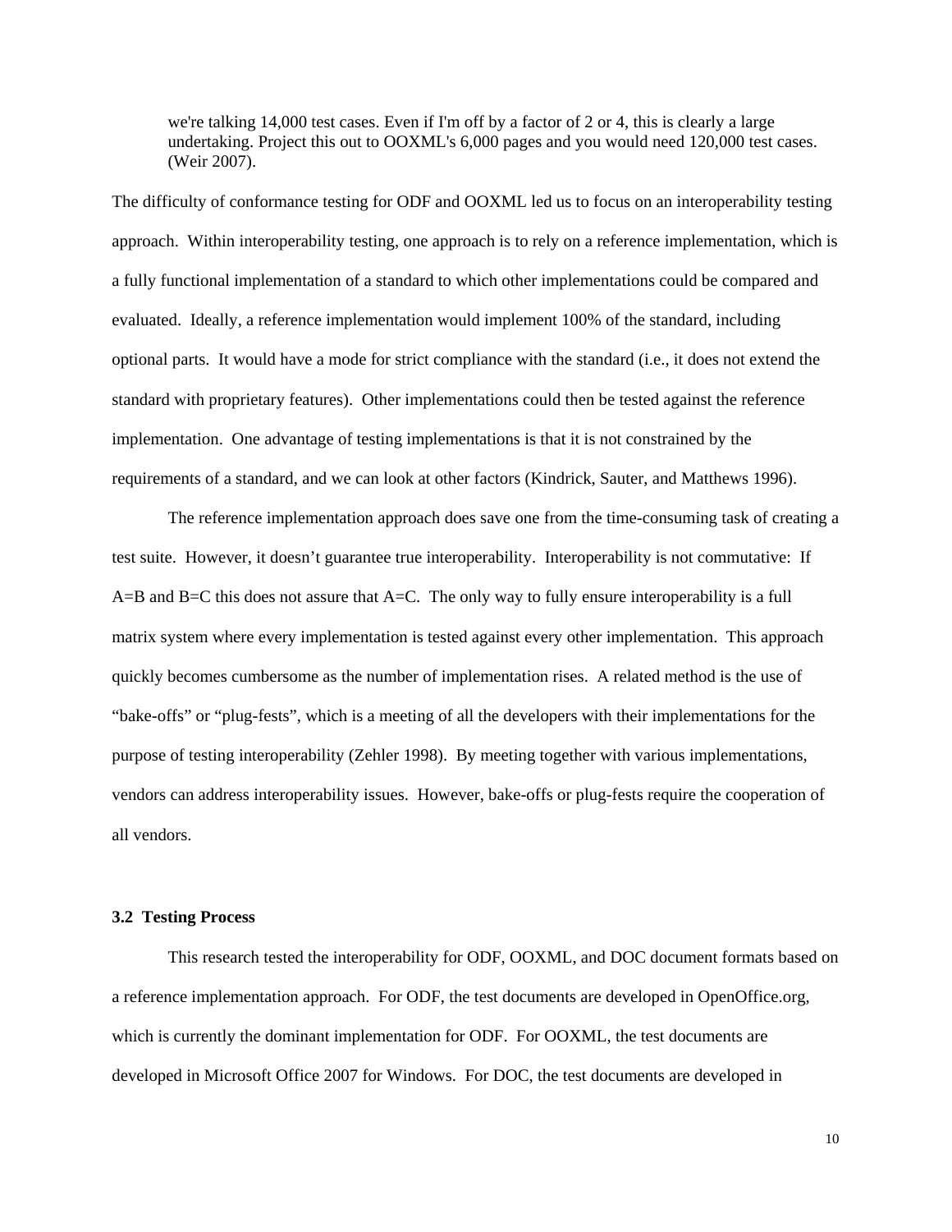> we're talking 14,000 test cases. Even if I'm off by a factor of 2 or 4, this is clearly a large undertaking. Project this out to OOXML's 6,000 pages and you would need 120,000 test cases. (Weir 2007).

The difficulty of conformance testing for ODF and OOXML led us to focus on an interoperability testing approach. Within interoperability testing, one approach is to rely on a reference implementation, which is a fully functional implementation of a standard to which other implementations could be compared and evaluated. Ideally, a reference implementation would implement 100% of the standard, including optional parts. It would have a mode for strict compliance with the standard (i.e., it does not extend the standard with proprietary features). Other implementations could then be tested against the reference implementation. One advantage of testing implementations is that it is not constrained by the requirements of a standard, and we can look at other factors (Kindrick, Sauter, and Matthews 1996).

The reference implementation approach does save one from the time-consuming task of creating a test suite. However, it doesn't guarantee true interoperability. Interoperability is not commutative: If A=B and B=C this does not assure that A=C. The only way to fully ensure interoperability is a full matrix system where every implementation is tested against every other implementation. This approach quickly becomes cumbersome as the number of implementation rises. A related method is the use of "bake-offs" or "plug-fests", which is a meeting of all the developers with their implementations for the purpose of testing interoperability (Zehler 1998). By meeting together with various implementations, vendors can address interoperability issues. However, bake-offs or plug-fests require the cooperation of all vendors.

### 3.2 Testing Process

This research tested the interoperability for ODF, OOXML, and DOC document formats based on a reference implementation approach. For ODF, the test documents are developed in OpenOffice.org, which is currently the dominant implementation for ODF. For OOXML, the test documents are developed in Microsoft Office 2007 for Windows. For DOC, the test documents are developed in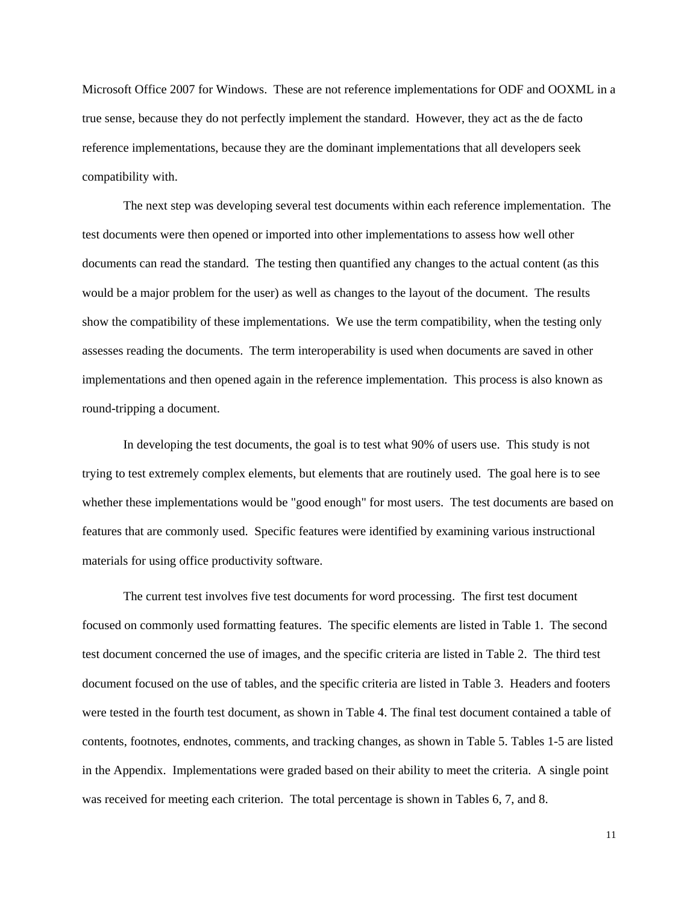Microsoft Office 2007 for Windows. These are not reference implementations for ODF and OOXML in a true sense, because they do not perfectly implement the standard. However, they act as the de facto reference implementations, because they are the dominant implementations that all developers seek compatibility with.

The next step was developing several test documents within each reference implementation. The test documents were then opened or imported into other implementations to assess how well other documents can read the standard. The testing then quantified any changes to the actual content (as this would be a major problem for the user) as well as changes to the layout of the document. The results show the compatibility of these implementations. We use the term compatibility, when the testing only assesses reading the documents. The term interoperability is used when documents are saved in other implementations and then opened again in the reference implementation. This process is also known as round-tripping a document.

In developing the test documents, the goal is to test what 90% of users use. This study is not trying to test extremely complex elements, but elements that are routinely used. The goal here is to see whether these implementations would be "good enough" for most users. The test documents are based on features that are commonly used. Specific features were identified by examining various instructional materials for using office productivity software.

The current test involves five test documents for word processing. The first test document focused on commonly used formatting features. The specific elements are listed in Table 1. The second test document concerned the use of images, and the specific criteria are listed in Table 2. The third test document focused on the use of tables, and the specific criteria are listed in Table 3. Headers and footers were tested in the fourth test document, as shown in Table 4. The final test document contained a table of contents, footnotes, endnotes, comments, and tracking changes, as shown in Table 5. Tables 1-5 are listed in the Appendix. Implementations were graded based on their ability to meet the criteria. A single point was received for meeting each criterion. The total percentage is shown in Tables 6, 7, and 8.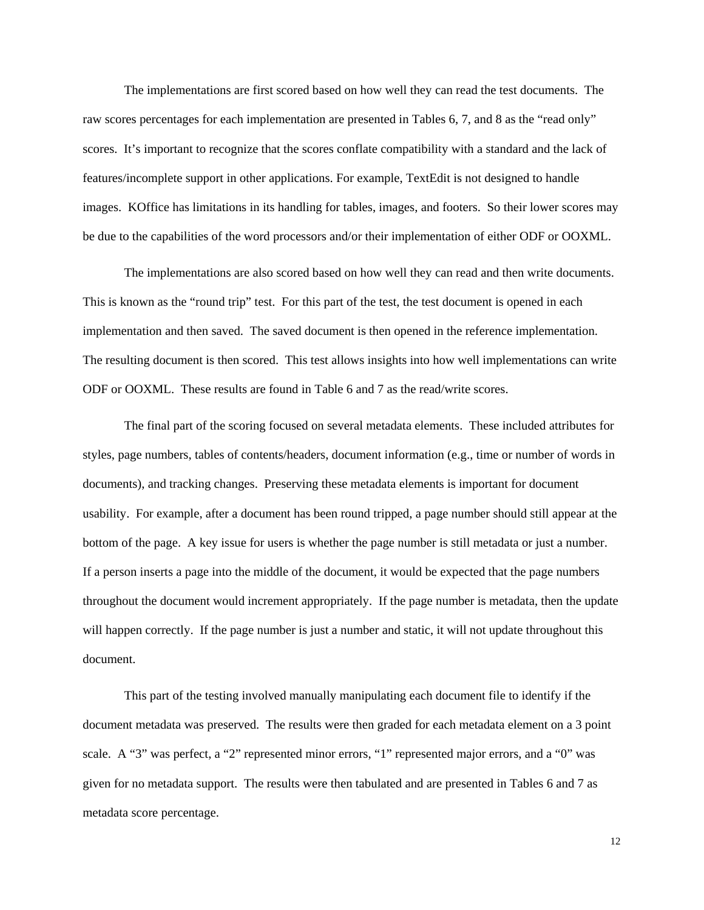The implementations are first scored based on how well they can read the test documents. The raw scores percentages for each implementation are presented in Tables 6, 7, and 8 as the "read only" scores. It's important to recognize that the scores conflate compatibility with a standard and the lack of features/incomplete support in other applications. For example, TextEdit is not designed to handle images. KOffice has limitations in its handling for tables, images, and footers. So their lower scores may be due to the capabilities of the word processors and/or their implementation of either ODF or OOXML.

The implementations are also scored based on how well they can read and then write documents. This is known as the "round trip" test. For this part of the test, the test document is opened in each implementation and then saved. The saved document is then opened in the reference implementation. The resulting document is then scored. This test allows insights into how well implementations can write ODF or OOXML. These results are found in Table 6 and 7 as the read/write scores.

The final part of the scoring focused on several metadata elements. These included attributes for styles, page numbers, tables of contents/headers, document information (e.g., time or number of words in documents), and tracking changes. Preserving these metadata elements is important for document usability. For example, after a document has been round tripped, a page number should still appear at the bottom of the page. A key issue for users is whether the page number is still metadata or just a number. If a person inserts a page into the middle of the document, it would be expected that the page numbers throughout the document would increment appropriately. If the page number is metadata, then the update will happen correctly. If the page number is just a number and static, it will not update throughout this document.

This part of the testing involved manually manipulating each document file to identify if the document metadata was preserved. The results were then graded for each metadata element on a 3 point scale. A "3" was perfect, a "2" represented minor errors, "1" represented major errors, and a "0" was given for no metadata support. The results were then tabulated and are presented in Tables 6 and 7 as metadata score percentage.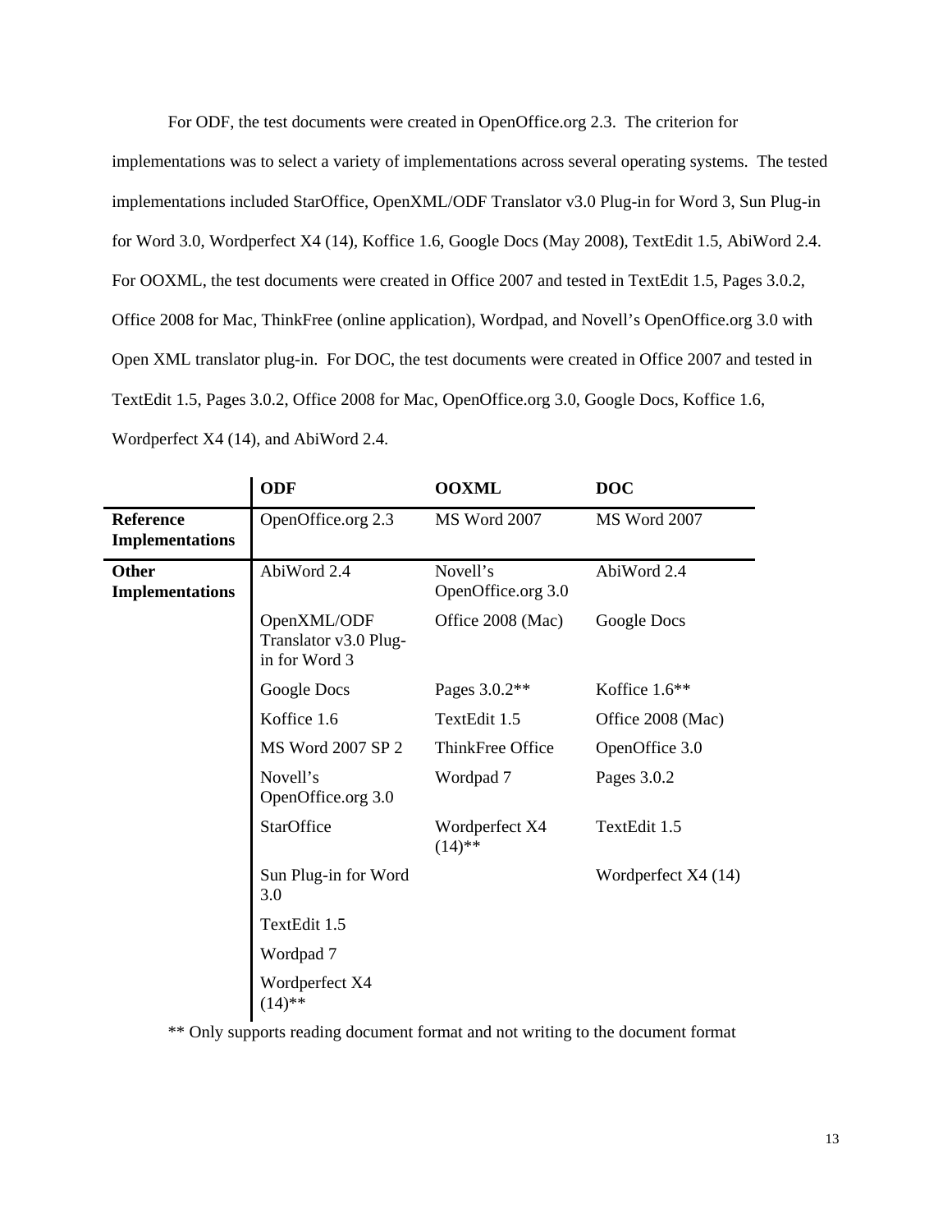For ODF, the test documents were created in OpenOffice.org 2.3. The criterion for implementations was to select a variety of implementations across several operating systems. The tested implementations included StarOffice, OpenXML/ODF Translator v3.0 Plug-in for Word 3, Sun Plug-in for Word 3.0, Wordperfect X4 (14), Koffice 1.6, Google Docs (May 2008), TextEdit 1.5, AbiWord 2.4. For OOXML, the test documents were created in Office 2007 and tested in TextEdit 1.5, Pages 3.0.2, Office 2008 for Mac, ThinkFree (online application), Wordpad, and Novell's OpenOffice.org 3.0 with Open XML translator plug-in. For DOC, the test documents were created in Office 2007 and tested in TextEdit 1.5, Pages 3.0.2, Office 2008 for Mac, OpenOffice.org 3.0, Google Docs, Koffice 1.6, Wordperfect X4 (14), and AbiWord 2.4.

| | **ODF** | **OOXML** | **DOC** |
|---|---|---|---|
| **Reference Implementations** | OpenOffice.org 2.3 | MS Word 2007 | MS Word 2007 |
| **Other Implementations** | AbiWord 2.4 | Novell's OpenOffice.org 3.0 | AbiWord 2.4 |
| | OpenXML/ODF Translator v3.0 Plug-in for Word 3 | Office 2008 (Mac) | Google Docs |
| | Google Docs | Pages 3.0.2** | Koffice 1.6** |
| | Koffice 1.6 | TextEdit 1.5 | Office 2008 (Mac) |
| | MS Word 2007 SP 2 | ThinkFree Office | OpenOffice 3.0 |
| | Novell's OpenOffice.org 3.0 | Wordpad 7 | Pages 3.0.2 |
| | StarOffice | Wordperfect X4 (14)** | TextEdit 1.5 |
| | Sun Plug-in for Word 3.0 | | Wordperfect X4 (14) |
| | TextEdit 1.5 | | |
| | Wordpad 7 | | |
| | Wordperfect X4 (14)** | | |

** Only supports reading document format and not writing to the document format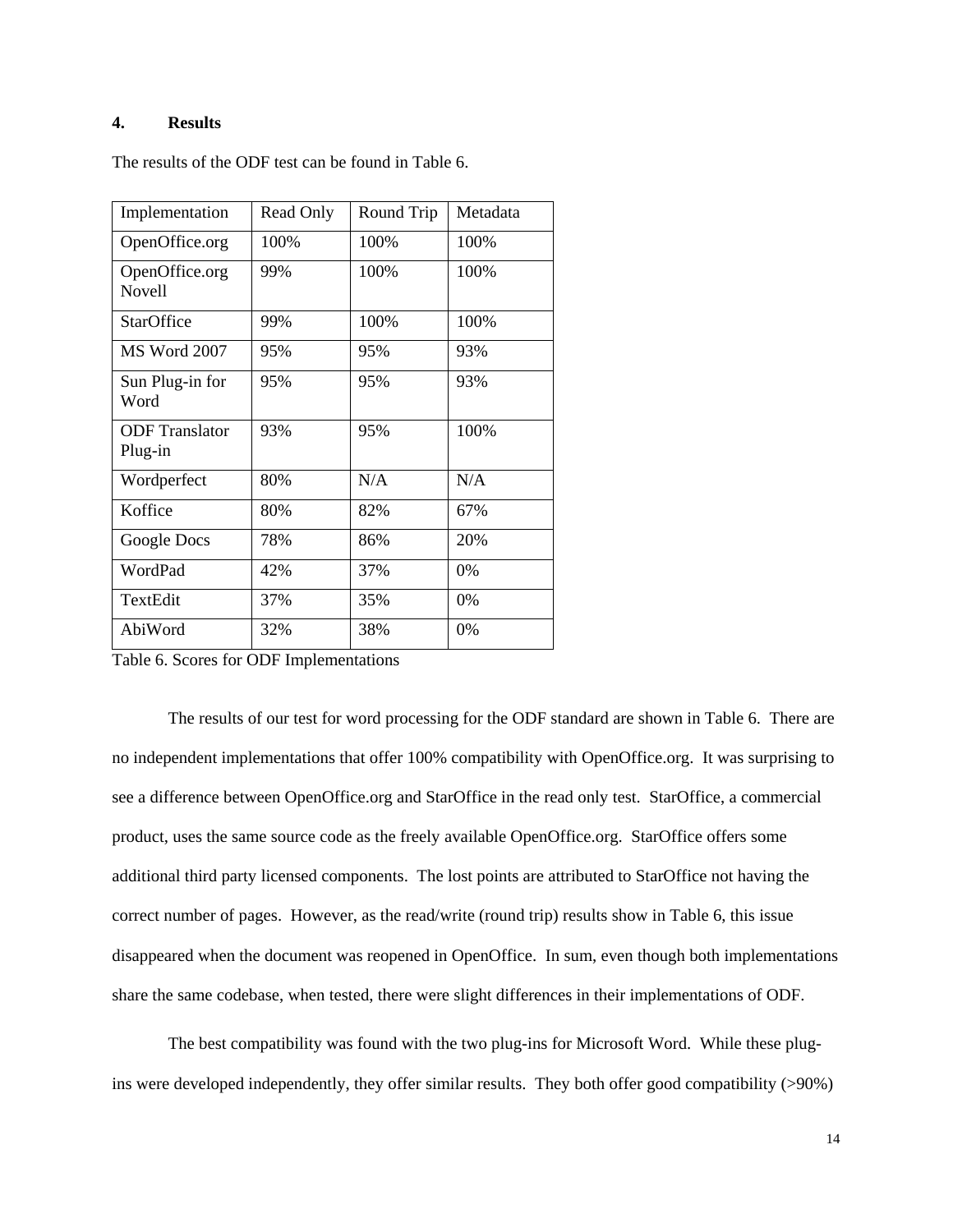## 4. Results

The results of the ODF test can be found in Table 6.

| Implementation | Read Only | Round Trip | Metadata |
|---|---|---|---|
| OpenOffice.org | 100% | 100% | 100% |
| OpenOffice.org Novell | 99% | 100% | 100% |
| StarOffice | 99% | 100% | 100% |
| MS Word 2007 | 95% | 95% | 93% |
| Sun Plug-in for Word | 95% | 95% | 93% |
| ODF Translator Plug-in | 93% | 95% | 100% |
| Wordperfect | 80% | N/A | N/A |
| Koffice | 80% | 82% | 67% |
| Google Docs | 78% | 86% | 20% |
| WordPad | 42% | 37% | 0% |
| TextEdit | 37% | 35% | 0% |
| AbiWord | 32% | 38% | 0% |

Table 6. Scores for ODF Implementations

The results of our test for word processing for the ODF standard are shown in Table 6. There are no independent implementations that offer 100% compatibility with OpenOffice.org. It was surprising to see a difference between OpenOffice.org and StarOffice in the read only test. StarOffice, a commercial product, uses the same source code as the freely available OpenOffice.org. StarOffice offers some additional third party licensed components. The lost points are attributed to StarOffice not having the correct number of pages. However, as the read/write (round trip) results show in Table 6, this issue disappeared when the document was reopened in OpenOffice. In sum, even though both implementations share the same codebase, when tested, there were slight differences in their implementations of ODF.

The best compatibility was found with the two plug-ins for Microsoft Word. While these plug-ins were developed independently, they offer similar results. They both offer good compatibility (>90%)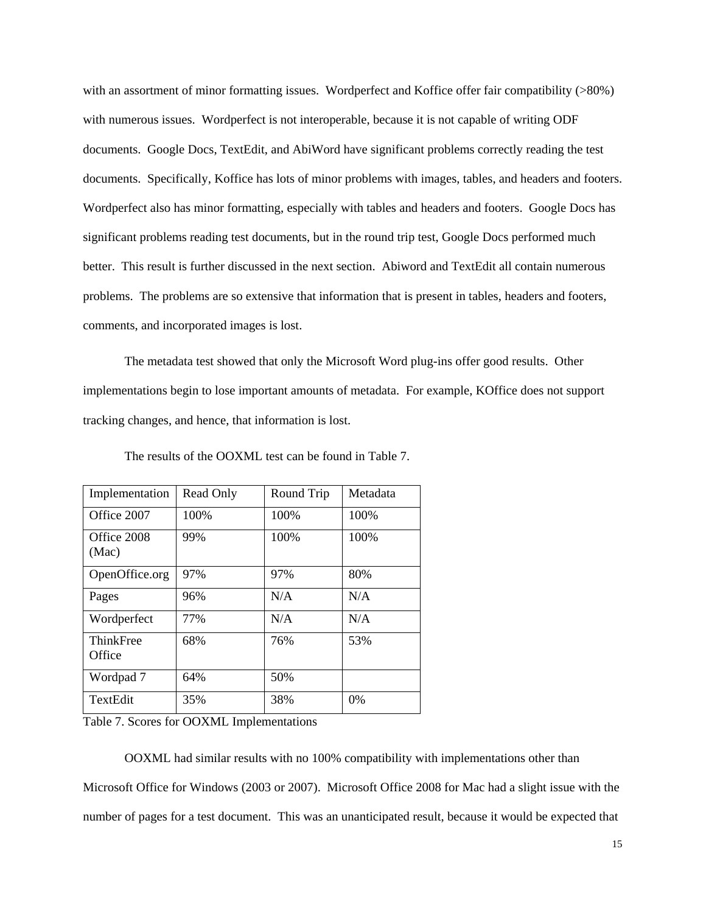with an assortment of minor formatting issues. Wordperfect and Koffice offer fair compatibility (>80%) with numerous issues. Wordperfect is not interoperable, because it is not capable of writing ODF documents. Google Docs, TextEdit, and AbiWord have significant problems correctly reading the test documents. Specifically, Koffice has lots of minor problems with images, tables, and headers and footers. Wordperfect also has minor formatting, especially with tables and headers and footers. Google Docs has significant problems reading test documents, but in the round trip test, Google Docs performed much better. This result is further discussed in the next section. Abiword and TextEdit all contain numerous problems. The problems are so extensive that information that is present in tables, headers and footers, comments, and incorporated images is lost.

The metadata test showed that only the Microsoft Word plug-ins offer good results. Other implementations begin to lose important amounts of metadata. For example, KOffice does not support tracking changes, and hence, that information is lost.

The results of the OOXML test can be found in Table 7.

| Implementation | Read Only | Round Trip | Metadata |
|---|---|---|---|
| Office 2007 | 100% | 100% | 100% |
| Office 2008 (Mac) | 99% | 100% | 100% |
| OpenOffice.org | 97% | 97% | 80% |
| Pages | 96% | N/A | N/A |
| Wordperfect | 77% | N/A | N/A |
| ThinkFree Office | 68% | 76% | 53% |
| Wordpad 7 | 64% | 50% | |
| TextEdit | 35% | 38% | 0% |

Table 7. Scores for OOXML Implementations

OOXML had similar results with no 100% compatibility with implementations other than Microsoft Office for Windows (2003 or 2007). Microsoft Office 2008 for Mac had a slight issue with the number of pages for a test document. This was an unanticipated result, because it would be expected that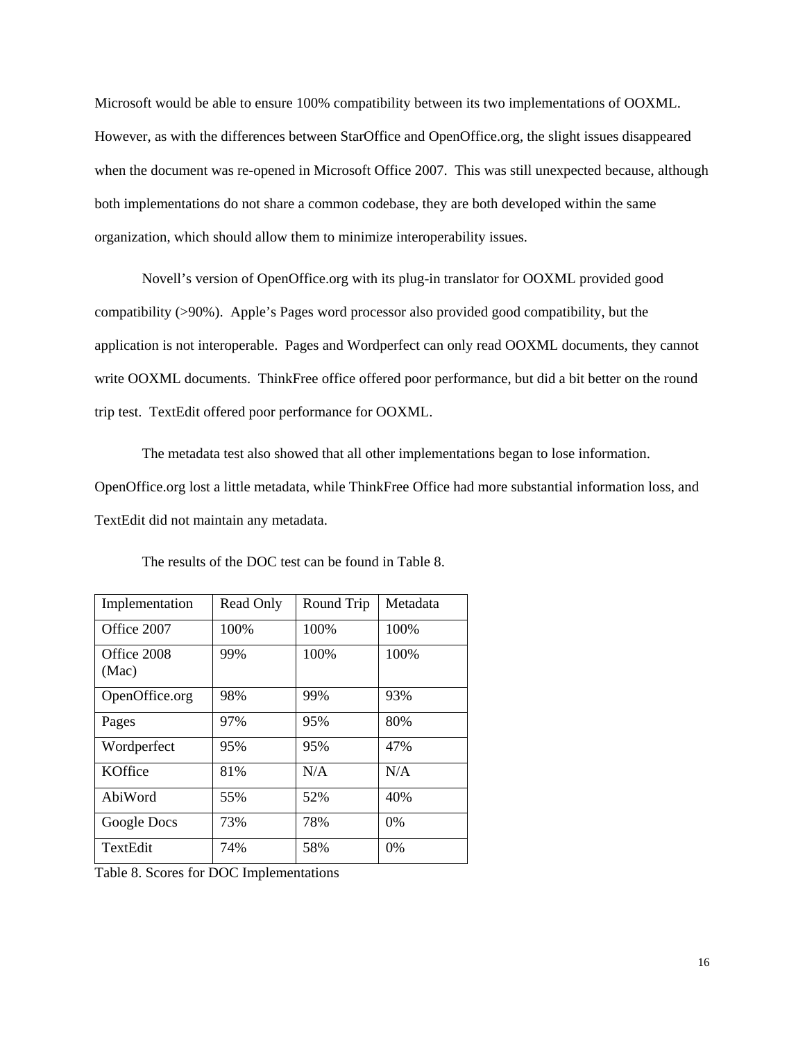Microsoft would be able to ensure 100% compatibility between its two implementations of OOXML. However, as with the differences between StarOffice and OpenOffice.org, the slight issues disappeared when the document was re-opened in Microsoft Office 2007. This was still unexpected because, although both implementations do not share a common codebase, they are both developed within the same organization, which should allow them to minimize interoperability issues.

Novell's version of OpenOffice.org with its plug-in translator for OOXML provided good compatibility (>90%). Apple's Pages word processor also provided good compatibility, but the application is not interoperable. Pages and Wordperfect can only read OOXML documents, they cannot write OOXML documents. ThinkFree office offered poor performance, but did a bit better on the round trip test. TextEdit offered poor performance for OOXML.

The metadata test also showed that all other implementations began to lose information. OpenOffice.org lost a little metadata, while ThinkFree Office had more substantial information loss, and TextEdit did not maintain any metadata.

The results of the DOC test can be found in Table 8.

| Implementation | Read Only | Round Trip | Metadata |
|---|---|---|---|
| Office 2007 | 100% | 100% | 100% |
| Office 2008 (Mac) | 99% | 100% | 100% |
| OpenOffice.org | 98% | 99% | 93% |
| Pages | 97% | 95% | 80% |
| Wordperfect | 95% | 95% | 47% |
| KOffice | 81% | N/A | N/A |
| AbiWord | 55% | 52% | 40% |
| Google Docs | 73% | 78% | 0% |
| TextEdit | 74% | 58% | 0% |

Table 8. Scores for DOC Implementations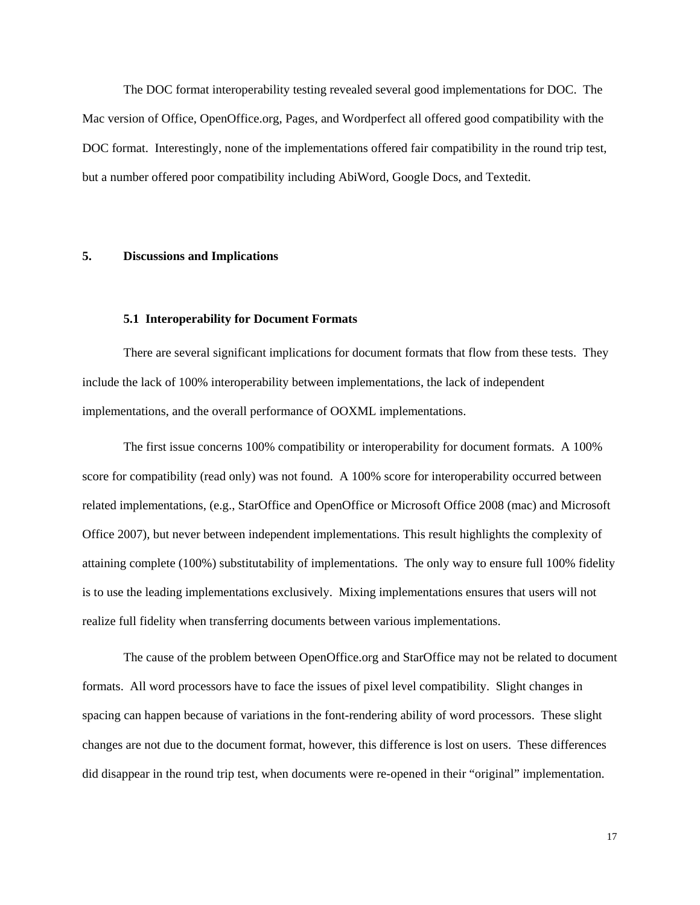The DOC format interoperability testing revealed several good implementations for DOC. The Mac version of Office, OpenOffice.org, Pages, and Wordperfect all offered good compatibility with the DOC format. Interestingly, none of the implementations offered fair compatibility in the round trip test, but a number offered poor compatibility including AbiWord, Google Docs, and Textedit.

## 5. Discussions and Implications

### 5.1 Interoperability for Document Formats

There are several significant implications for document formats that flow from these tests. They include the lack of 100% interoperability between implementations, the lack of independent implementations, and the overall performance of OOXML implementations.

The first issue concerns 100% compatibility or interoperability for document formats. A 100% score for compatibility (read only) was not found. A 100% score for interoperability occurred between related implementations, (e.g., StarOffice and OpenOffice or Microsoft Office 2008 (mac) and Microsoft Office 2007), but never between independent implementations. This result highlights the complexity of attaining complete (100%) substitutability of implementations. The only way to ensure full 100% fidelity is to use the leading implementations exclusively. Mixing implementations ensures that users will not realize full fidelity when transferring documents between various implementations.

The cause of the problem between OpenOffice.org and StarOffice may not be related to document formats. All word processors have to face the issues of pixel level compatibility. Slight changes in spacing can happen because of variations in the font-rendering ability of word processors. These slight changes are not due to the document format, however, this difference is lost on users. These differences did disappear in the round trip test, when documents were re-opened in their "original" implementation.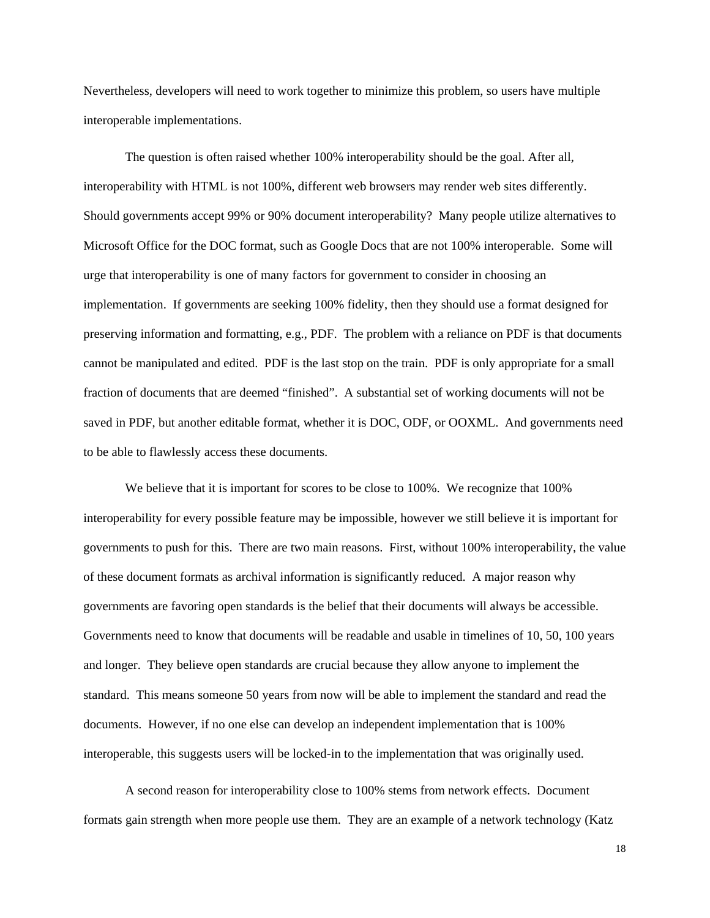Nevertheless, developers will need to work together to minimize this problem, so users have multiple interoperable implementations.

The question is often raised whether 100% interoperability should be the goal. After all, interoperability with HTML is not 100%, different web browsers may render web sites differently. Should governments accept 99% or 90% document interoperability? Many people utilize alternatives to Microsoft Office for the DOC format, such as Google Docs that are not 100% interoperable. Some will urge that interoperability is one of many factors for government to consider in choosing an implementation. If governments are seeking 100% fidelity, then they should use a format designed for preserving information and formatting, e.g., PDF. The problem with a reliance on PDF is that documents cannot be manipulated and edited. PDF is the last stop on the train. PDF is only appropriate for a small fraction of documents that are deemed "finished". A substantial set of working documents will not be saved in PDF, but another editable format, whether it is DOC, ODF, or OOXML. And governments need to be able to flawlessly access these documents.

We believe that it is important for scores to be close to 100%. We recognize that 100% interoperability for every possible feature may be impossible, however we still believe it is important for governments to push for this. There are two main reasons. First, without 100% interoperability, the value of these document formats as archival information is significantly reduced. A major reason why governments are favoring open standards is the belief that their documents will always be accessible. Governments need to know that documents will be readable and usable in timelines of 10, 50, 100 years and longer. They believe open standards are crucial because they allow anyone to implement the standard. This means someone 50 years from now will be able to implement the standard and read the documents. However, if no one else can develop an independent implementation that is 100% interoperable, this suggests users will be locked-in to the implementation that was originally used.

A second reason for interoperability close to 100% stems from network effects. Document formats gain strength when more people use them. They are an example of a network technology (Katz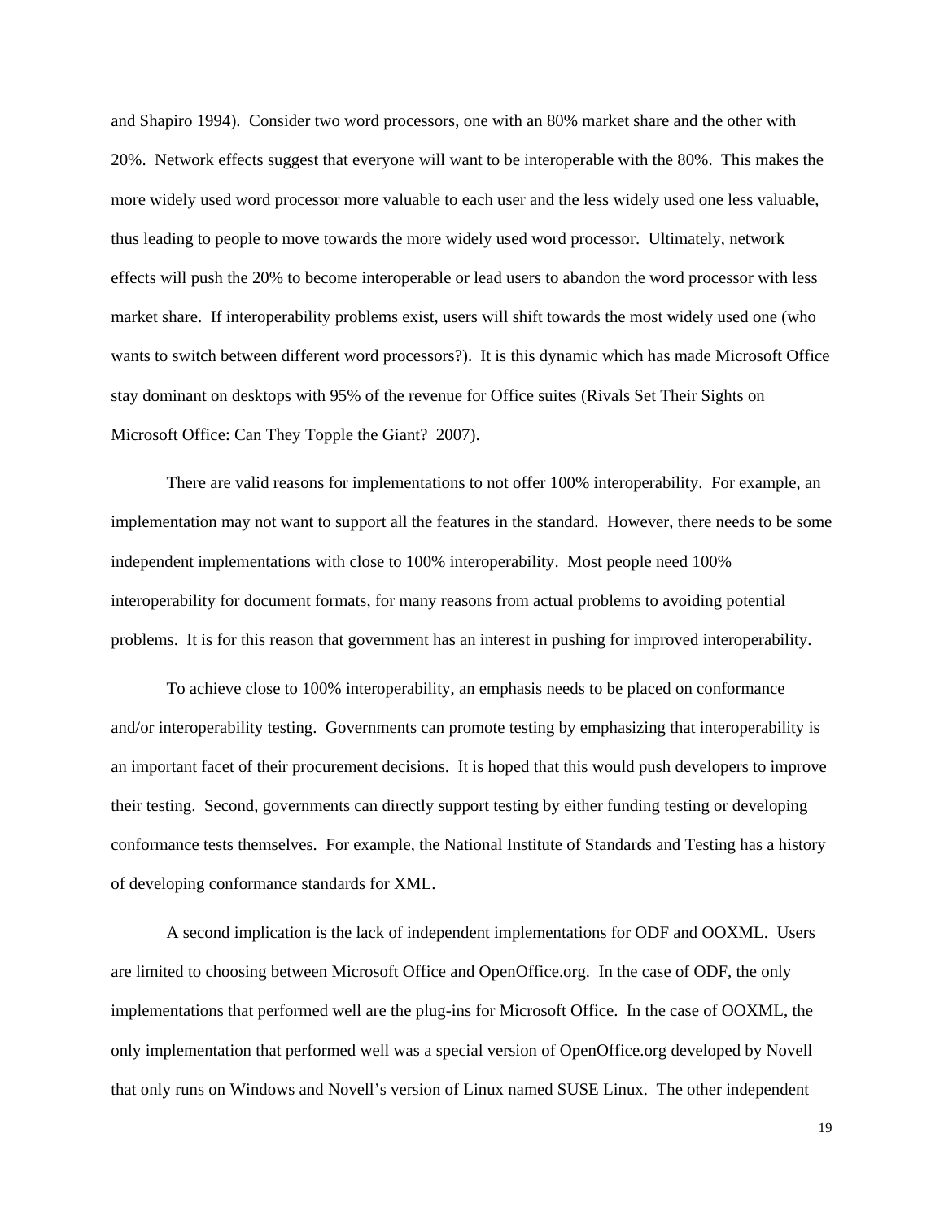and Shapiro 1994). Consider two word processors, one with an 80% market share and the other with 20%. Network effects suggest that everyone will want to be interoperable with the 80%. This makes the more widely used word processor more valuable to each user and the less widely used one less valuable, thus leading to people to move towards the more widely used word processor. Ultimately, network effects will push the 20% to become interoperable or lead users to abandon the word processor with less market share. If interoperability problems exist, users will shift towards the most widely used one (who wants to switch between different word processors?). It is this dynamic which has made Microsoft Office stay dominant on desktops with 95% of the revenue for Office suites (Rivals Set Their Sights on Microsoft Office: Can They Topple the Giant? 2007).

There are valid reasons for implementations to not offer 100% interoperability. For example, an implementation may not want to support all the features in the standard. However, there needs to be some independent implementations with close to 100% interoperability. Most people need 100% interoperability for document formats, for many reasons from actual problems to avoiding potential problems. It is for this reason that government has an interest in pushing for improved interoperability.

To achieve close to 100% interoperability, an emphasis needs to be placed on conformance and/or interoperability testing. Governments can promote testing by emphasizing that interoperability is an important facet of their procurement decisions. It is hoped that this would push developers to improve their testing. Second, governments can directly support testing by either funding testing or developing conformance tests themselves. For example, the National Institute of Standards and Testing has a history of developing conformance standards for XML.

A second implication is the lack of independent implementations for ODF and OOXML. Users are limited to choosing between Microsoft Office and OpenOffice.org. In the case of ODF, the only implementations that performed well are the plug-ins for Microsoft Office. In the case of OOXML, the only implementation that performed well was a special version of OpenOffice.org developed by Novell that only runs on Windows and Novell's version of Linux named SUSE Linux. The other independent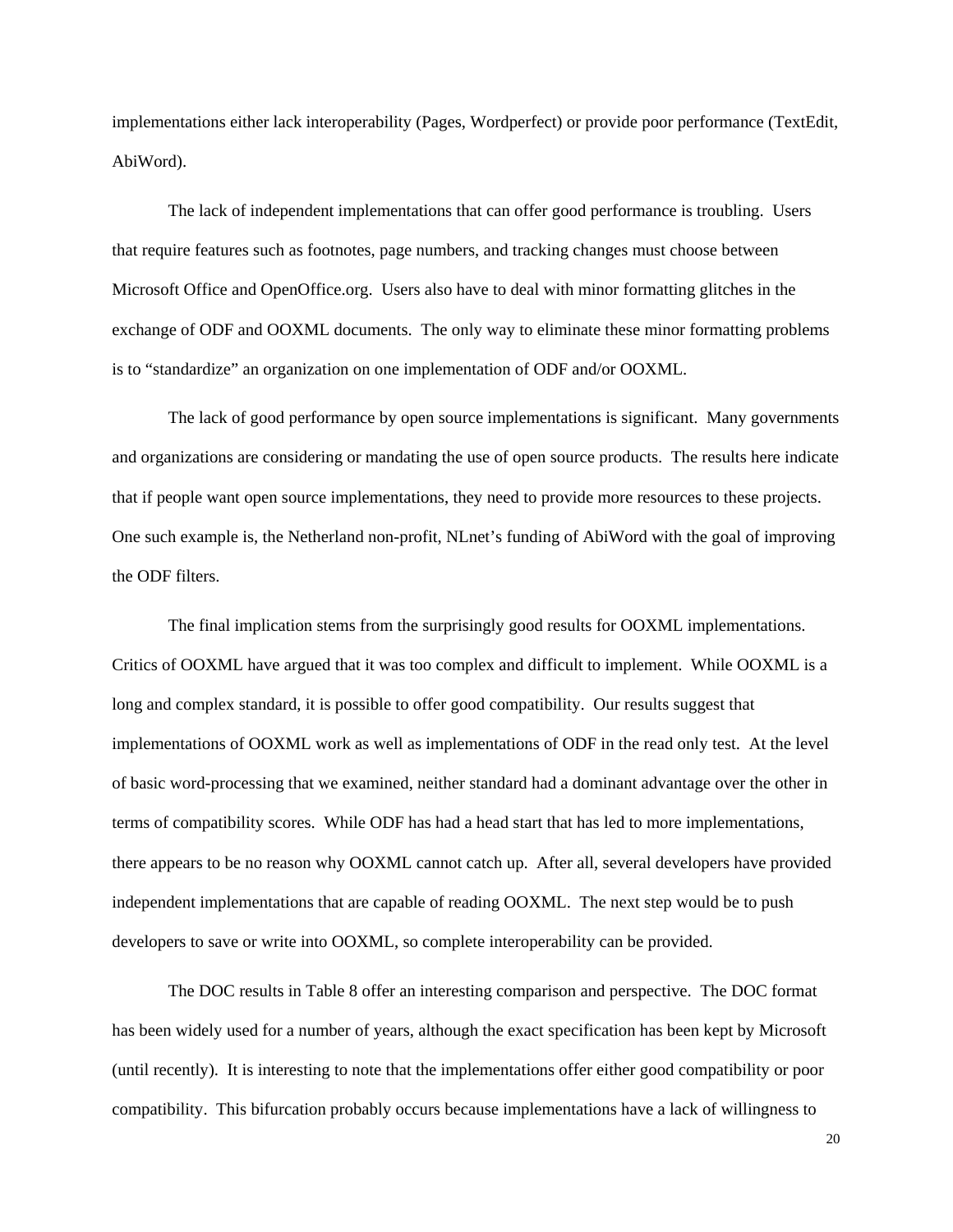implementations either lack interoperability (Pages, Wordperfect) or provide poor performance (TextEdit, AbiWord).

The lack of independent implementations that can offer good performance is troubling. Users that require features such as footnotes, page numbers, and tracking changes must choose between Microsoft Office and OpenOffice.org. Users also have to deal with minor formatting glitches in the exchange of ODF and OOXML documents. The only way to eliminate these minor formatting problems is to "standardize" an organization on one implementation of ODF and/or OOXML.

The lack of good performance by open source implementations is significant. Many governments and organizations are considering or mandating the use of open source products. The results here indicate that if people want open source implementations, they need to provide more resources to these projects. One such example is, the Netherland non-profit, NLnet's funding of AbiWord with the goal of improving the ODF filters.

The final implication stems from the surprisingly good results for OOXML implementations. Critics of OOXML have argued that it was too complex and difficult to implement. While OOXML is a long and complex standard, it is possible to offer good compatibility. Our results suggest that implementations of OOXML work as well as implementations of ODF in the read only test. At the level of basic word-processing that we examined, neither standard had a dominant advantage over the other in terms of compatibility scores. While ODF has had a head start that has led to more implementations, there appears to be no reason why OOXML cannot catch up. After all, several developers have provided independent implementations that are capable of reading OOXML. The next step would be to push developers to save or write into OOXML, so complete interoperability can be provided.

The DOC results in Table 8 offer an interesting comparison and perspective. The DOC format has been widely used for a number of years, although the exact specification has been kept by Microsoft (until recently). It is interesting to note that the implementations offer either good compatibility or poor compatibility. This bifurcation probably occurs because implementations have a lack of willingness to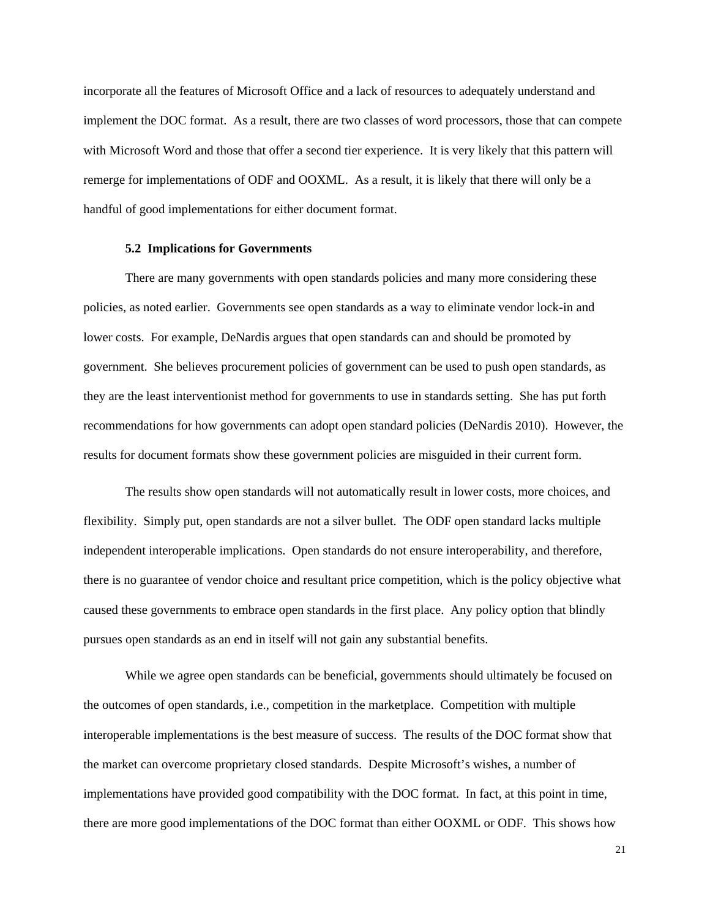incorporate all the features of Microsoft Office and a lack of resources to adequately understand and implement the DOC format. As a result, there are two classes of word processors, those that can compete with Microsoft Word and those that offer a second tier experience. It is very likely that this pattern will remerge for implementations of ODF and OOXML. As a result, it is likely that there will only be a handful of good implementations for either document format.

### 5.2 Implications for Governments

There are many governments with open standards policies and many more considering these policies, as noted earlier. Governments see open standards as a way to eliminate vendor lock-in and lower costs. For example, DeNardis argues that open standards can and should be promoted by government. She believes procurement policies of government can be used to push open standards, as they are the least interventionist method for governments to use in standards setting. She has put forth recommendations for how governments can adopt open standard policies (DeNardis 2010). However, the results for document formats show these government policies are misguided in their current form.

The results show open standards will not automatically result in lower costs, more choices, and flexibility. Simply put, open standards are not a silver bullet. The ODF open standard lacks multiple independent interoperable implications. Open standards do not ensure interoperability, and therefore, there is no guarantee of vendor choice and resultant price competition, which is the policy objective what caused these governments to embrace open standards in the first place. Any policy option that blindly pursues open standards as an end in itself will not gain any substantial benefits.

While we agree open standards can be beneficial, governments should ultimately be focused on the outcomes of open standards, i.e., competition in the marketplace. Competition with multiple interoperable implementations is the best measure of success. The results of the DOC format show that the market can overcome proprietary closed standards. Despite Microsoft's wishes, a number of implementations have provided good compatibility with the DOC format. In fact, at this point in time, there are more good implementations of the DOC format than either OOXML or ODF. This shows how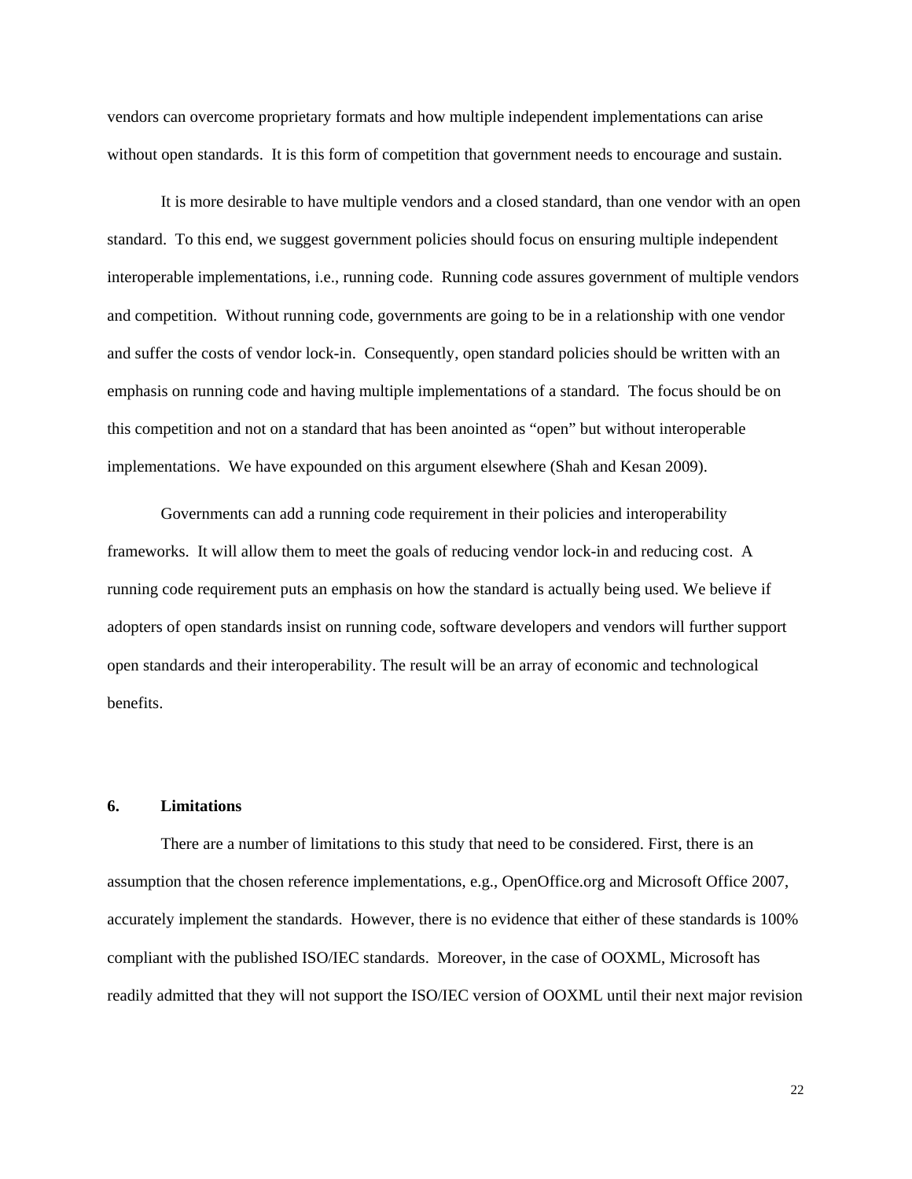vendors can overcome proprietary formats and how multiple independent implementations can arise without open standards. It is this form of competition that government needs to encourage and sustain.

It is more desirable to have multiple vendors and a closed standard, than one vendor with an open standard. To this end, we suggest government policies should focus on ensuring multiple independent interoperable implementations, i.e., running code. Running code assures government of multiple vendors and competition. Without running code, governments are going to be in a relationship with one vendor and suffer the costs of vendor lock-in. Consequently, open standard policies should be written with an emphasis on running code and having multiple implementations of a standard. The focus should be on this competition and not on a standard that has been anointed as "open" but without interoperable implementations. We have expounded on this argument elsewhere (Shah and Kesan 2009).

Governments can add a running code requirement in their policies and interoperability frameworks. It will allow them to meet the goals of reducing vendor lock-in and reducing cost. A running code requirement puts an emphasis on how the standard is actually being used. We believe if adopters of open standards insist on running code, software developers and vendors will further support open standards and their interoperability. The result will be an array of economic and technological benefits.

## 6. Limitations

There are a number of limitations to this study that need to be considered. First, there is an assumption that the chosen reference implementations, e.g., OpenOffice.org and Microsoft Office 2007, accurately implement the standards. However, there is no evidence that either of these standards is 100% compliant with the published ISO/IEC standards. Moreover, in the case of OOXML, Microsoft has readily admitted that they will not support the ISO/IEC version of OOXML until their next major revision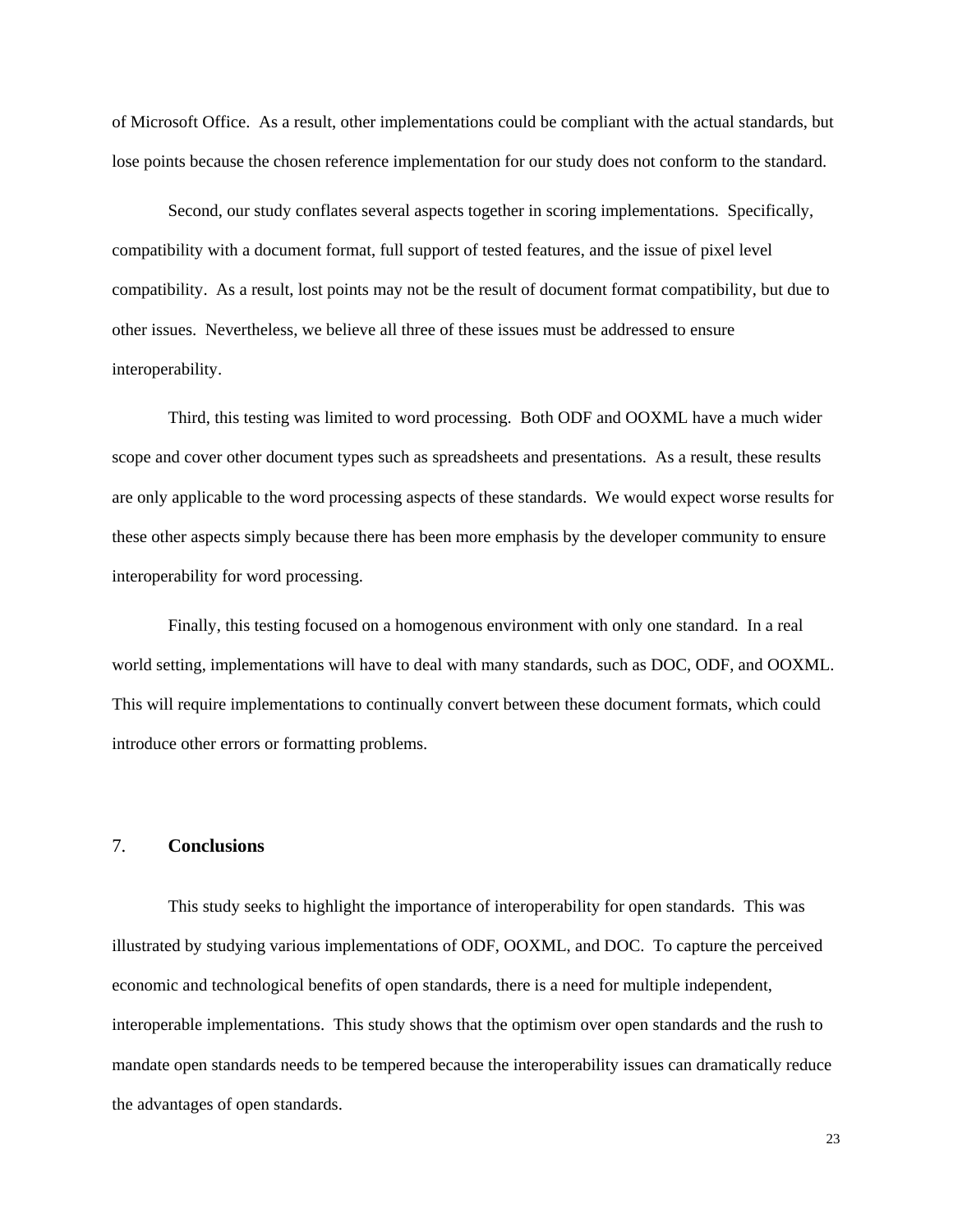of Microsoft Office. As a result, other implementations could be compliant with the actual standards, but lose points because the chosen reference implementation for our study does not conform to the standard.

Second, our study conflates several aspects together in scoring implementations. Specifically, compatibility with a document format, full support of tested features, and the issue of pixel level compatibility. As a result, lost points may not be the result of document format compatibility, but due to other issues. Nevertheless, we believe all three of these issues must be addressed to ensure interoperability.

Third, this testing was limited to word processing. Both ODF and OOXML have a much wider scope and cover other document types such as spreadsheets and presentations. As a result, these results are only applicable to the word processing aspects of these standards. We would expect worse results for these other aspects simply because there has been more emphasis by the developer community to ensure interoperability for word processing.

Finally, this testing focused on a homogenous environment with only one standard. In a real world setting, implementations will have to deal with many standards, such as DOC, ODF, and OOXML. This will require implementations to continually convert between these document formats, which could introduce other errors or formatting problems.

## 7. Conclusions

This study seeks to highlight the importance of interoperability for open standards. This was illustrated by studying various implementations of ODF, OOXML, and DOC. To capture the perceived economic and technological benefits of open standards, there is a need for multiple independent, interoperable implementations. This study shows that the optimism over open standards and the rush to mandate open standards needs to be tempered because the interoperability issues can dramatically reduce the advantages of open standards.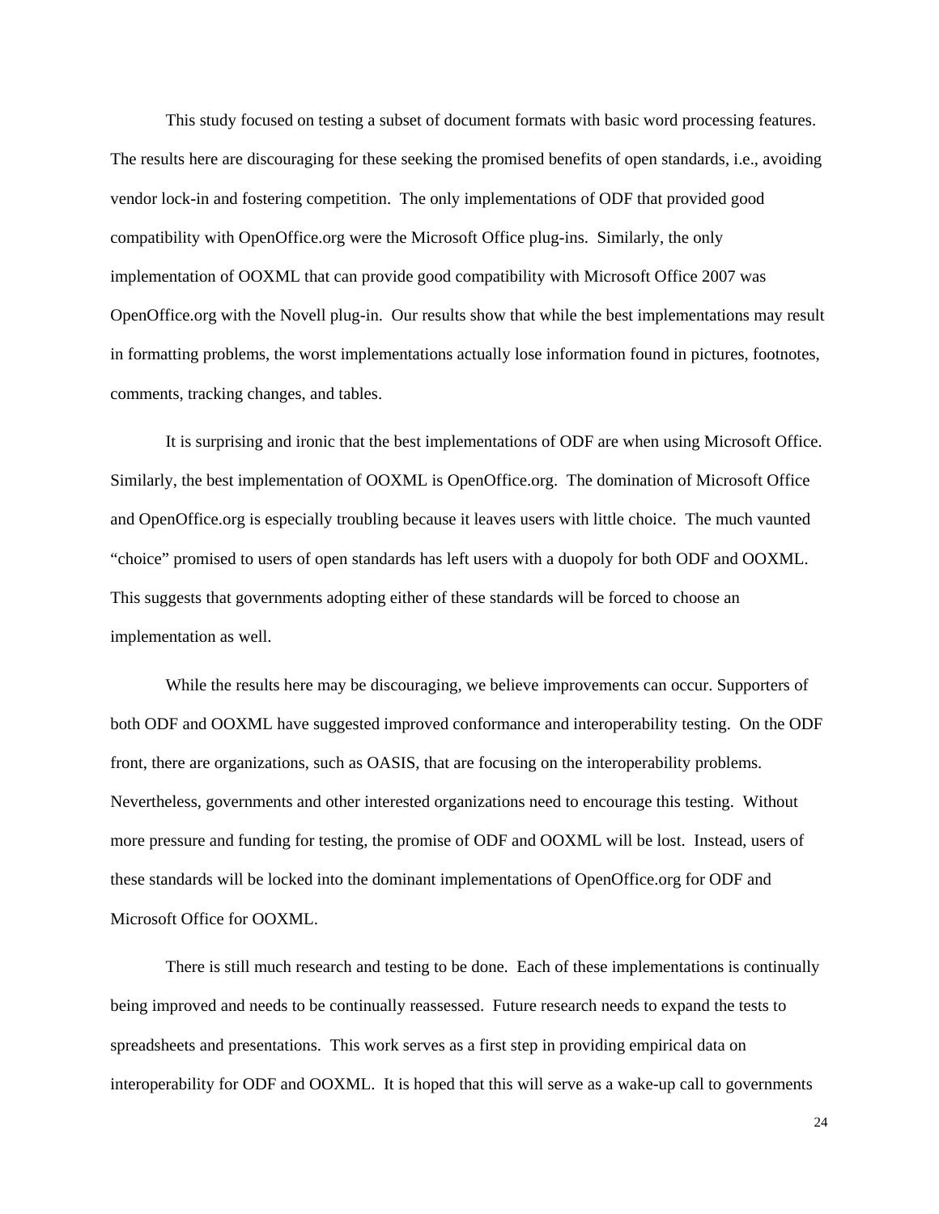This study focused on testing a subset of document formats with basic word processing features. The results here are discouraging for these seeking the promised benefits of open standards, i.e., avoiding vendor lock-in and fostering competition. The only implementations of ODF that provided good compatibility with OpenOffice.org were the Microsoft Office plug-ins. Similarly, the only implementation of OOXML that can provide good compatibility with Microsoft Office 2007 was OpenOffice.org with the Novell plug-in. Our results show that while the best implementations may result in formatting problems, the worst implementations actually lose information found in pictures, footnotes, comments, tracking changes, and tables.

It is surprising and ironic that the best implementations of ODF are when using Microsoft Office. Similarly, the best implementation of OOXML is OpenOffice.org. The domination of Microsoft Office and OpenOffice.org is especially troubling because it leaves users with little choice. The much vaunted "choice" promised to users of open standards has left users with a duopoly for both ODF and OOXML. This suggests that governments adopting either of these standards will be forced to choose an implementation as well.

While the results here may be discouraging, we believe improvements can occur. Supporters of both ODF and OOXML have suggested improved conformance and interoperability testing. On the ODF front, there are organizations, such as OASIS, that are focusing on the interoperability problems. Nevertheless, governments and other interested organizations need to encourage this testing. Without more pressure and funding for testing, the promise of ODF and OOXML will be lost. Instead, users of these standards will be locked into the dominant implementations of OpenOffice.org for ODF and Microsoft Office for OOXML.

There is still much research and testing to be done. Each of these implementations is continually being improved and needs to be continually reassessed. Future research needs to expand the tests to spreadsheets and presentations. This work serves as a first step in providing empirical data on interoperability for ODF and OOXML. It is hoped that this will serve as a wake-up call to governments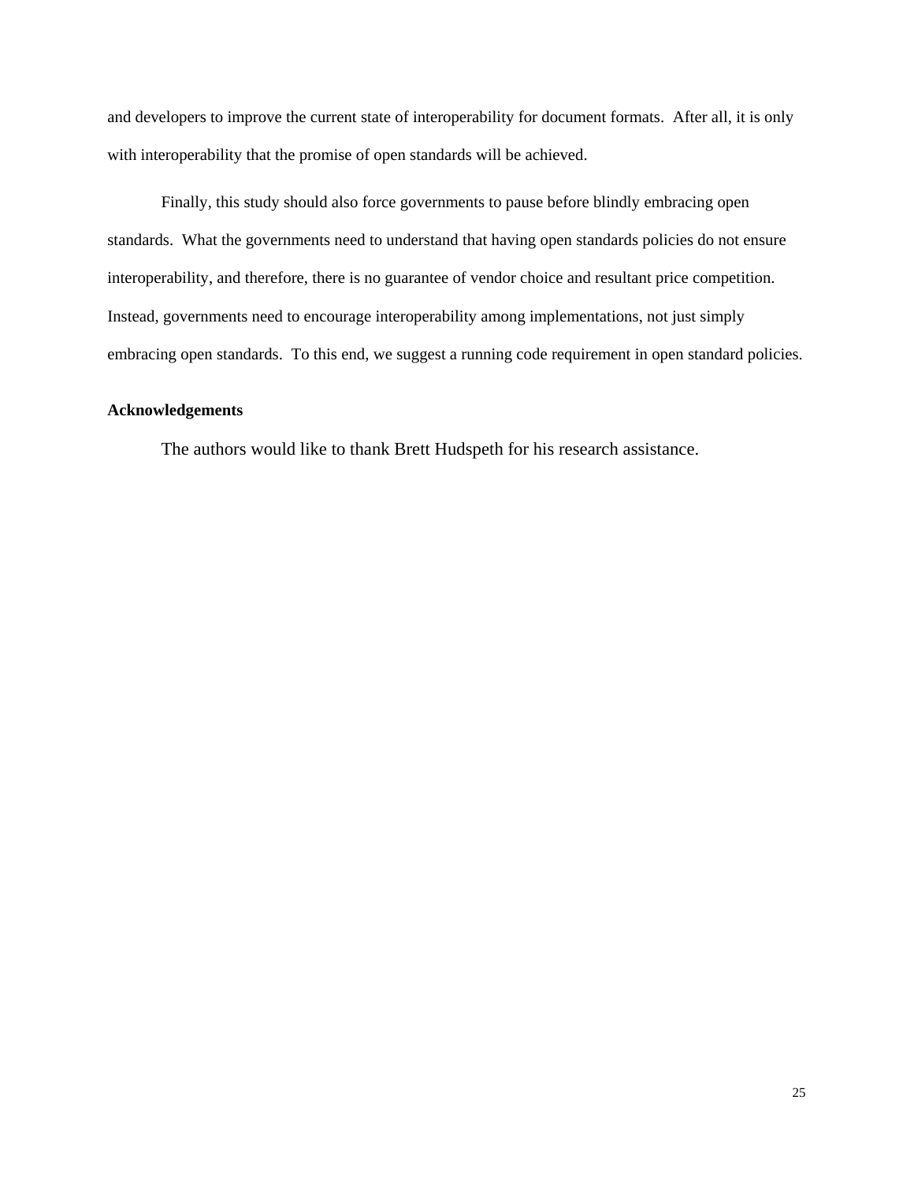and developers to improve the current state of interoperability for document formats. After all, it is only with interoperability that the promise of open standards will be achieved.

Finally, this study should also force governments to pause before blindly embracing open standards. What the governments need to understand that having open standards policies do not ensure interoperability, and therefore, there is no guarantee of vendor choice and resultant price competition. Instead, governments need to encourage interoperability among implementations, not just simply embracing open standards. To this end, we suggest a running code requirement in open standard policies.

**Acknowledgements**

The authors would like to thank Brett Hudspeth for his research assistance.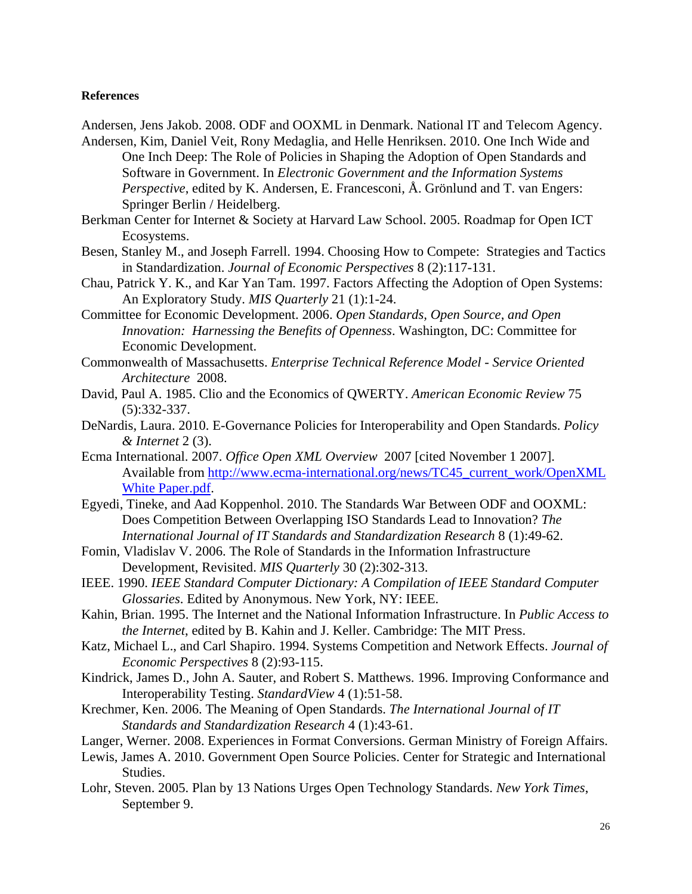**References**

Andersen, Jens Jakob. 2008. ODF and OOXML in Denmark. National IT and Telecom Agency.

Andersen, Kim, Daniel Veit, Rony Medaglia, and Helle Henriksen. 2010. One Inch Wide and One Inch Deep: The Role of Policies in Shaping the Adoption of Open Standards and Software in Government. In *Electronic Government and the Information Systems Perspective*, edited by K. Andersen, E. Francesconi, Å. Grönlund and T. van Engers: Springer Berlin / Heidelberg.

Berkman Center for Internet & Society at Harvard Law School. 2005. Roadmap for Open ICT Ecosystems.

Besen, Stanley M., and Joseph Farrell. 1994. Choosing How to Compete: Strategies and Tactics in Standardization. *Journal of Economic Perspectives* 8 (2):117-131.

Chau, Patrick Y. K., and Kar Yan Tam. 1997. Factors Affecting the Adoption of Open Systems: An Exploratory Study. *MIS Quarterly* 21 (1):1-24.

Committee for Economic Development. 2006. *Open Standards, Open Source, and Open Innovation: Harnessing the Benefits of Openness*. Washington, DC: Committee for Economic Development.

Commonwealth of Massachusetts. *Enterprise Technical Reference Model - Service Oriented Architecture* 2008.

David, Paul A. 1985. Clio and the Economics of QWERTY. *American Economic Review* 75 (5):332-337.

DeNardis, Laura. 2010. E-Governance Policies for Interoperability and Open Standards. *Policy & Internet* 2 (3).

Ecma International. 2007. *Office Open XML Overview* 2007 [cited November 1 2007]. Available from [http://www.ecma-international.org/news/TC45_current_work/OpenXML White Paper.pdf](http://www.ecma-international.org/news/TC45_current_work/OpenXML White Paper.pdf).

Egyedi, Tineke, and Aad Koppenhol. 2010. The Standards War Between ODF and OOXML: Does Competition Between Overlapping ISO Standards Lead to Innovation? *The International Journal of IT Standards and Standardization Research* 8 (1):49-62.

Fomin, Vladislav V. 2006. The Role of Standards in the Information Infrastructure Development, Revisited. *MIS Quarterly* 30 (2):302-313.

IEEE. 1990. *IEEE Standard Computer Dictionary: A Compilation of IEEE Standard Computer Glossaries*. Edited by Anonymous. New York, NY: IEEE.

Kahin, Brian. 1995. The Internet and the National Information Infrastructure. In *Public Access to the Internet*, edited by B. Kahin and J. Keller. Cambridge: The MIT Press.

Katz, Michael L., and Carl Shapiro. 1994. Systems Competition and Network Effects. *Journal of Economic Perspectives* 8 (2):93-115.

Kindrick, James D., John A. Sauter, and Robert S. Matthews. 1996. Improving Conformance and Interoperability Testing. *StandardView* 4 (1):51-58.

Krechmer, Ken. 2006. The Meaning of Open Standards. *The International Journal of IT Standards and Standardization Research* 4 (1):43-61.

Langer, Werner. 2008. Experiences in Format Conversions. German Ministry of Foreign Affairs.

Lewis, James A. 2010. Government Open Source Policies. Center for Strategic and International Studies.

Lohr, Steven. 2005. Plan by 13 Nations Urges Open Technology Standards. *New York Times*, September 9.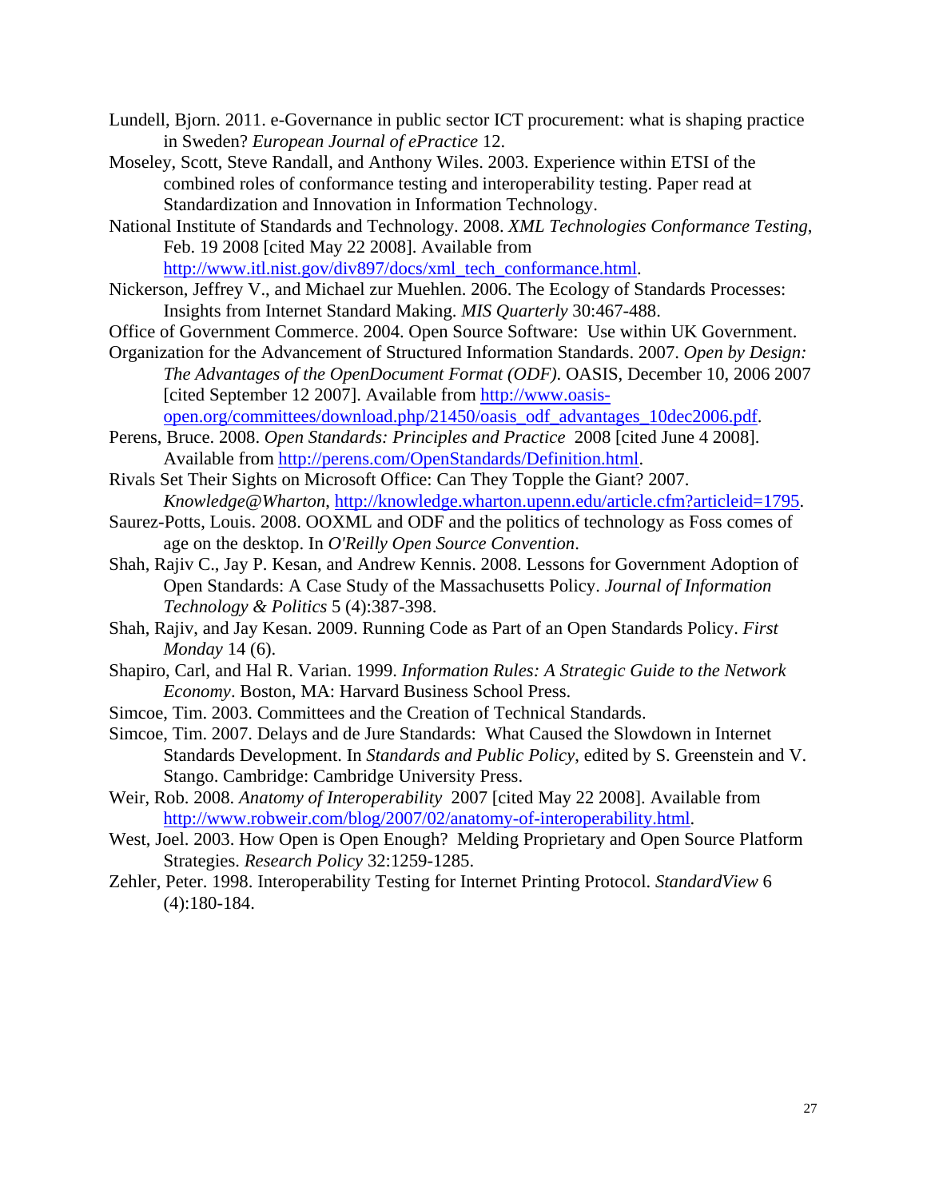Lundell, Bjorn. 2011. e-Governance in public sector ICT procurement: what is shaping practice in Sweden? *European Journal of ePractice* 12.

Moseley, Scott, Steve Randall, and Anthony Wiles. 2003. Experience within ETSI of the combined roles of conformance testing and interoperability testing. Paper read at Standardization and Innovation in Information Technology.

National Institute of Standards and Technology. 2008. *XML Technologies Conformance Testing*, Feb. 19 2008 [cited May 22 2008]. Available from http://www.itl.nist.gov/div897/docs/xml_tech_conformance.html.

Nickerson, Jeffrey V., and Michael zur Muehlen. 2006. The Ecology of Standards Processes: Insights from Internet Standard Making. *MIS Quarterly* 30:467-488.

Office of Government Commerce. 2004. Open Source Software: Use within UK Government.

Organization for the Advancement of Structured Information Standards. 2007. *Open by Design: The Advantages of the OpenDocument Format (ODF)*. OASIS, December 10, 2006 2007 [cited September 12 2007]. Available from http://www.oasis-open.org/committees/download.php/21450/oasis_odf_advantages_10dec2006.pdf.

Perens, Bruce. 2008. *Open Standards: Principles and Practice* 2008 [cited June 4 2008]. Available from http://perens.com/OpenStandards/Definition.html.

Rivals Set Their Sights on Microsoft Office: Can They Topple the Giant? 2007. *Knowledge@Wharton*, http://knowledge.wharton.upenn.edu/article.cfm?articleid=1795.

Saurez-Potts, Louis. 2008. OOXML and ODF and the politics of technology as Foss comes of age on the desktop. In *O'Reilly Open Source Convention*.

Shah, Rajiv C., Jay P. Kesan, and Andrew Kennis. 2008. Lessons for Government Adoption of Open Standards: A Case Study of the Massachusetts Policy. *Journal of Information Technology & Politics* 5 (4):387-398.

Shah, Rajiv, and Jay Kesan. 2009. Running Code as Part of an Open Standards Policy. *First Monday* 14 (6).

Shapiro, Carl, and Hal R. Varian. 1999. *Information Rules: A Strategic Guide to the Network Economy*. Boston, MA: Harvard Business School Press.

Simcoe, Tim. 2003. Committees and the Creation of Technical Standards.

Simcoe, Tim. 2007. Delays and de Jure Standards: What Caused the Slowdown in Internet Standards Development. In *Standards and Public Policy*, edited by S. Greenstein and V. Stango. Cambridge: Cambridge University Press.

Weir, Rob. 2008. *Anatomy of Interoperability* 2007 [cited May 22 2008]. Available from http://www.robweir.com/blog/2007/02/anatomy-of-interoperability.html.

West, Joel. 2003. How Open is Open Enough? Melding Proprietary and Open Source Platform Strategies. *Research Policy* 32:1259-1285.

Zehler, Peter. 1998. Interoperability Testing for Internet Printing Protocol. *StandardView* 6 (4):180-184.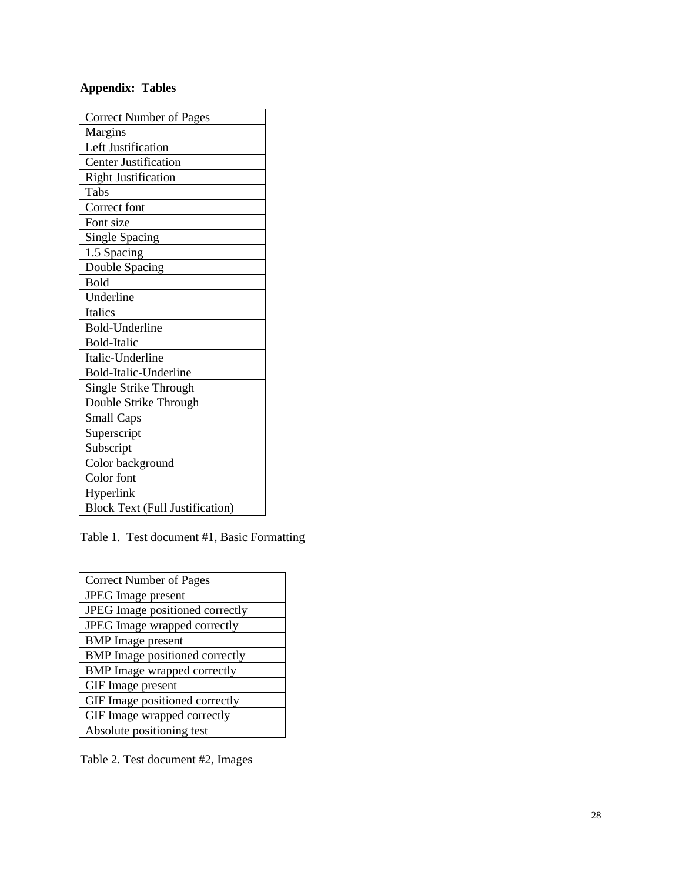**Appendix: Tables**

| Correct Number of Pages |
|---|
| Margins |
| Left Justification |
| Center Justification |
| Right Justification |
| Tabs |
| Correct font |
| Font size |
| Single Spacing |
| 1.5 Spacing |
| Double Spacing |
| Bold |
| Underline |
| Italics |
| Bold-Underline |
| Bold-Italic |
| Italic-Underline |
| Bold-Italic-Underline |
| Single Strike Through |
| Double Strike Through |
| Small Caps |
| Superscript |
| Subscript |
| Color background |
| Color font |
| Hyperlink |
| Block Text (Full Justification) |

Table 1. Test document #1, Basic Formatting

| Correct Number of Pages |
|---|
| JPEG Image present |
| JPEG Image positioned correctly |
| JPEG Image wrapped correctly |
| BMP Image present |
| BMP Image positioned correctly |
| BMP Image wrapped correctly |
| GIF Image present |
| GIF Image positioned correctly |
| GIF Image wrapped correctly |
| Absolute positioning test |

Table 2. Test document #2, Images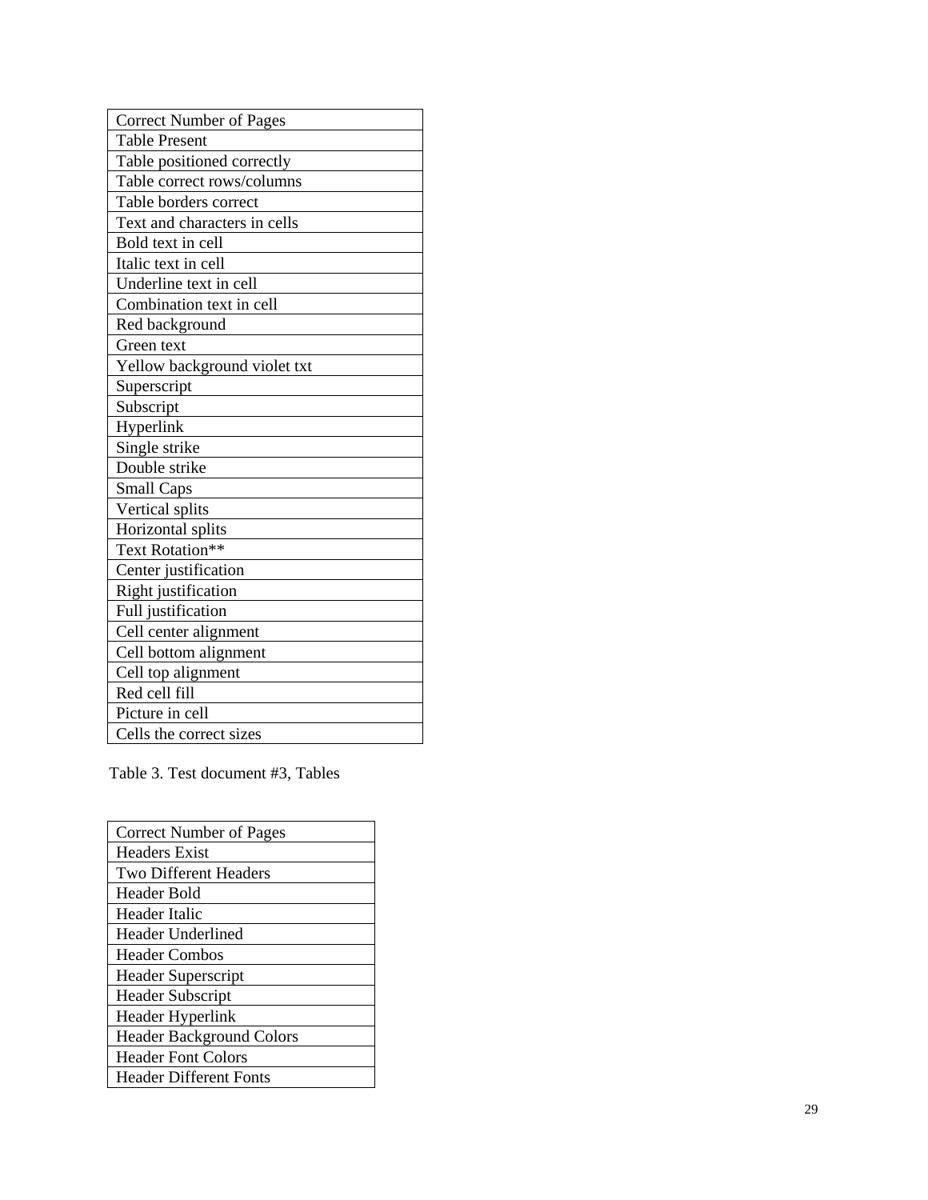| Correct Number of Pages |
|---|
| Table Present |
| Table positioned correctly |
| Table correct rows/columns |
| Table borders correct |
| Text and characters in cells |
| Bold text in cell |
| Italic text in cell |
| Underline text in cell |
| Combination text in cell |
| Red background |
| Green text |
| Yellow background violet txt |
| Superscript |
| Subscript |
| Hyperlink |
| Single strike |
| Double strike |
| Small Caps |
| Vertical splits |
| Horizontal splits |
| Text Rotation** |
| Center justification |
| Right justification |
| Full justification |
| Cell center alignment |
| Cell bottom alignment |
| Cell top alignment |
| Red cell fill |
| Picture in cell |
| Cells the correct sizes |

Table 3. Test document #3, Tables

| Correct Number of Pages |
|---|
| Headers Exist |
| Two Different Headers |
| Header Bold |
| Header Italic |
| Header Underlined |
| Header Combos |
| Header Superscript |
| Header Subscript |
| Header Hyperlink |
| Header Background Colors |
| Header Font Colors |
| Header Different Fonts |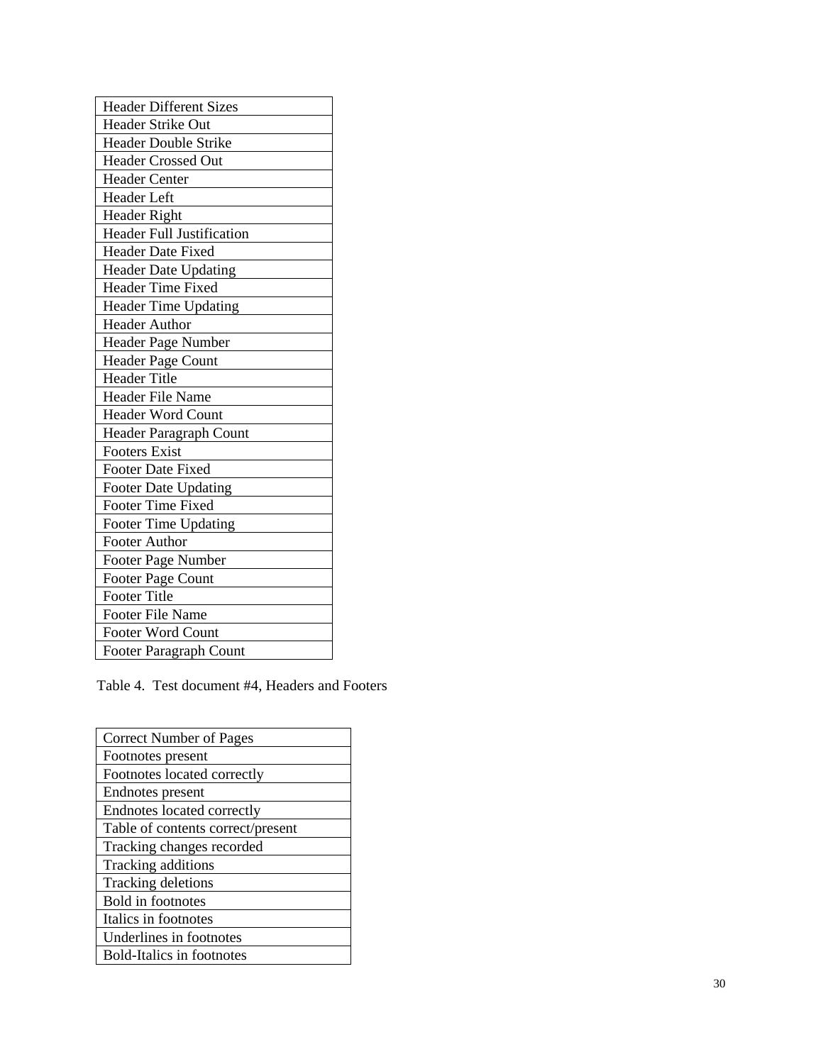| Header Different Sizes |
| --- |
| Header Strike Out |
| Header Double Strike |
| Header Crossed Out |
| Header Center |
| Header Left |
| Header Right |
| Header Full Justification |
| Header Date Fixed |
| Header Date Updating |
| Header Time Fixed |
| Header Time Updating |
| Header Author |
| Header Page Number |
| Header Page Count |
| Header Title |
| Header File Name |
| Header Word Count |
| Header Paragraph Count |
| Footers Exist |
| Footer Date Fixed |
| Footer Date Updating |
| Footer Time Fixed |
| Footer Time Updating |
| Footer Author |
| Footer Page Number |
| Footer Page Count |
| Footer Title |
| Footer File Name |
| Footer Word Count |
| Footer Paragraph Count |

Table 4. Test document #4, Headers and Footers

| Correct Number of Pages |
| --- |
| Footnotes present |
| Footnotes located correctly |
| Endnotes present |
| Endnotes located correctly |
| Table of contents correct/present |
| Tracking changes recorded |
| Tracking additions |
| Tracking deletions |
| Bold in footnotes |
| Italics in footnotes |
| Underlines in footnotes |
| Bold-Italics in footnotes |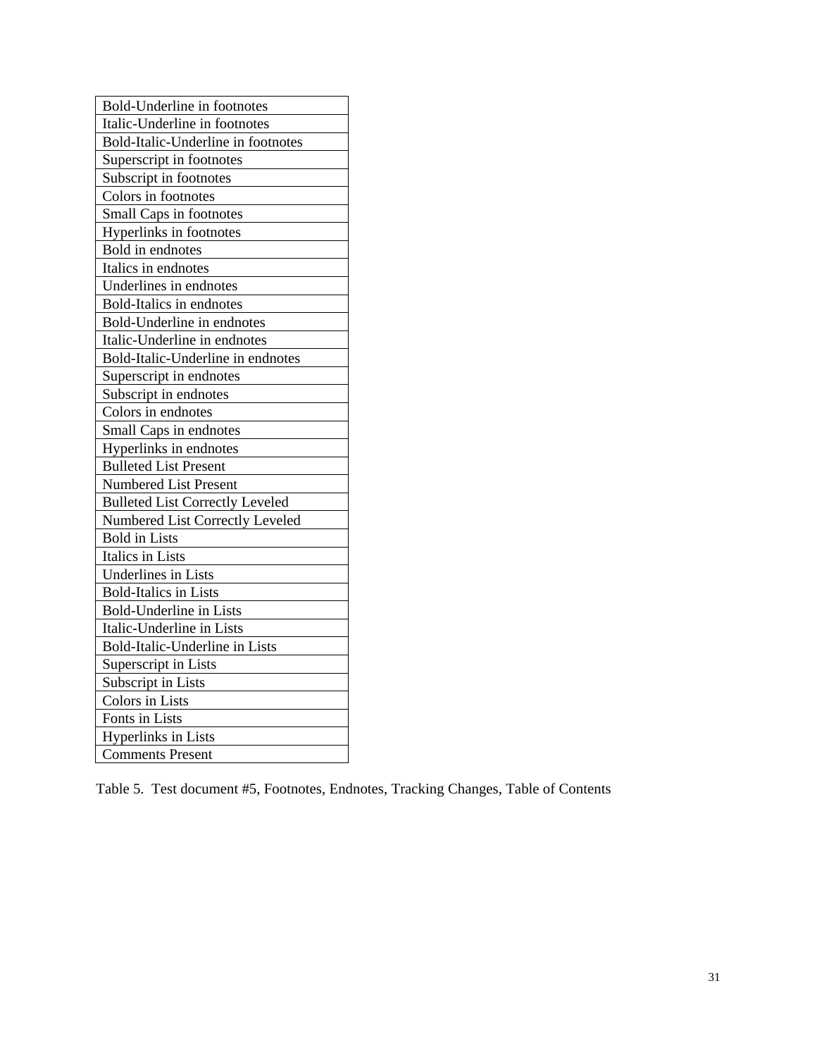| |
| --- |
| Bold-Underline in footnotes |
| Italic-Underline in footnotes |
| Bold-Italic-Underline in footnotes |
| Superscript in footnotes |
| Subscript in footnotes |
| Colors in footnotes |
| Small Caps in footnotes |
| Hyperlinks in footnotes |
| Bold in endnotes |
| Italics in endnotes |
| Underlines in endnotes |
| Bold-Italics in endnotes |
| Bold-Underline in endnotes |
| Italic-Underline in endnotes |
| Bold-Italic-Underline in endnotes |
| Superscript in endnotes |
| Subscript in endnotes |
| Colors in endnotes |
| Small Caps in endnotes |
| Hyperlinks in endnotes |
| Bulleted List Present |
| Numbered List Present |
| Bulleted List Correctly Leveled |
| Numbered List Correctly Leveled |
| Bold in Lists |
| Italics in Lists |
| Underlines in Lists |
| Bold-Italics in Lists |
| Bold-Underline in Lists |
| Italic-Underline in Lists |
| Bold-Italic-Underline in Lists |
| Superscript in Lists |
| Subscript in Lists |
| Colors in Lists |
| Fonts in Lists |
| Hyperlinks in Lists |
| Comments Present |

Table 5. Test document #5, Footnotes, Endnotes, Tracking Changes, Table of Contents